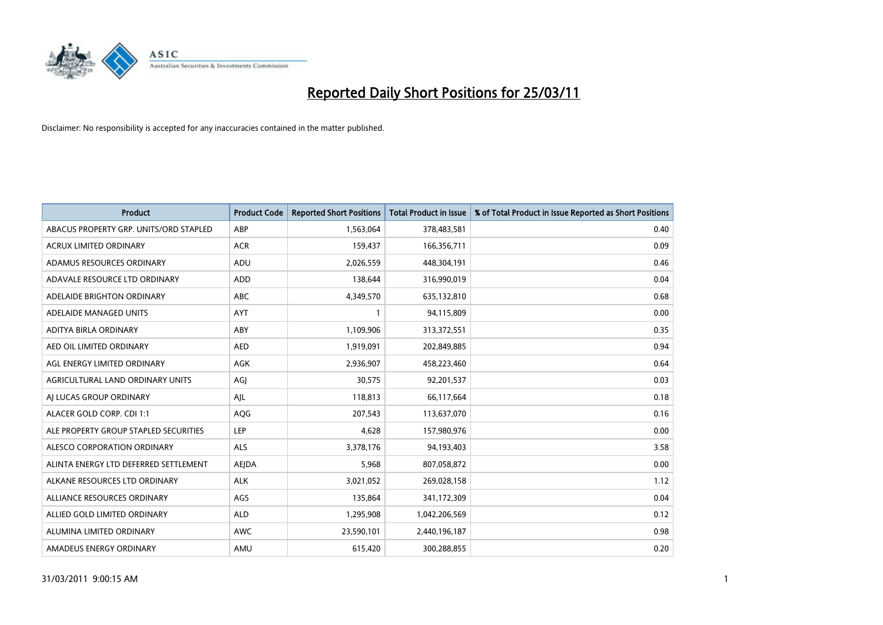# Reported Daily Short Positions for 25/03/11

Disclaimer: No responsibility is accepted for any inaccuracies contained in the matter published.

| Product | Product Code | Reported Short Positions | Total Product in Issue | % of Total Product in Issue Reported as Short Positions |
|---|---|---|---|---|
| ABACUS PROPERTY GRP. UNITS/ORD STAPLED | ABP | 1,563,064 | 378,483,581 | 0.40 |
| ACRUX LIMITED ORDINARY | ACR | 159,437 | 166,356,711 | 0.09 |
| ADAMUS RESOURCES ORDINARY | ADU | 2,026,559 | 448,304,191 | 0.46 |
| ADAVALE RESOURCE LTD ORDINARY | ADD | 138,644 | 316,990,019 | 0.04 |
| ADELAIDE BRIGHTON ORDINARY | ABC | 4,349,570 | 635,132,810 | 0.68 |
| ADELAIDE MANAGED UNITS | AYT | 1 | 94,115,809 | 0.00 |
| ADITYA BIRLA ORDINARY | ABY | 1,109,906 | 313,372,551 | 0.35 |
| AED OIL LIMITED ORDINARY | AED | 1,919,091 | 202,849,885 | 0.94 |
| AGL ENERGY LIMITED ORDINARY | AGK | 2,936,907 | 458,223,460 | 0.64 |
| AGRICULTURAL LAND ORDINARY UNITS | AGJ | 30,575 | 92,201,537 | 0.03 |
| AJ LUCAS GROUP ORDINARY | AJL | 118,813 | 66,117,664 | 0.18 |
| ALACER GOLD CORP. CDI 1:1 | AQG | 207,543 | 113,637,070 | 0.16 |
| ALE PROPERTY GROUP STAPLED SECURITIES | LEP | 4,628 | 157,980,976 | 0.00 |
| ALESCO CORPORATION ORDINARY | ALS | 3,378,176 | 94,193,403 | 3.58 |
| ALINTA ENERGY LTD DEFERRED SETTLEMENT | AEJDA | 5,968 | 807,058,872 | 0.00 |
| ALKANE RESOURCES LTD ORDINARY | ALK | 3,021,052 | 269,028,158 | 1.12 |
| ALLIANCE RESOURCES ORDINARY | AGS | 135,864 | 341,172,309 | 0.04 |
| ALLIED GOLD LIMITED ORDINARY | ALD | 1,295,908 | 1,042,206,569 | 0.12 |
| ALUMINA LIMITED ORDINARY | AWC | 23,590,101 | 2,440,196,187 | 0.98 |
| AMADEUS ENERGY ORDINARY | AMU | 615,420 | 300,288,855 | 0.20 |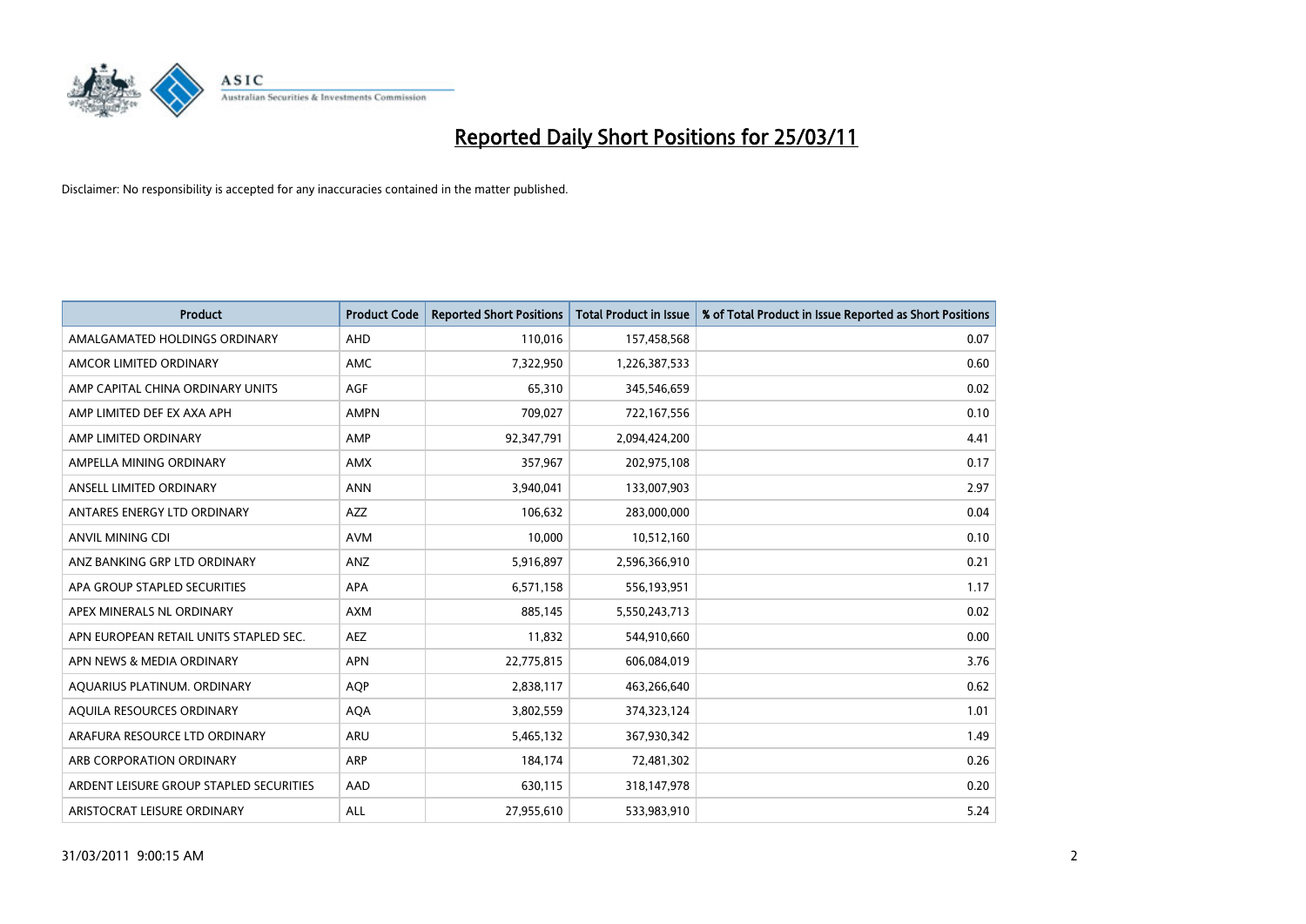# Reported Daily Short Positions for 25/03/11

Disclaimer: No responsibility is accepted for any inaccuracies contained in the matter published.

| Product | Product Code | Reported Short Positions | Total Product in Issue | % of Total Product in Issue Reported as Short Positions |
|---|---|---|---|---|
| AMALGAMATED HOLDINGS ORDINARY | AHD | 110,016 | 157,458,568 | 0.07 |
| AMCOR LIMITED ORDINARY | AMC | 7,322,950 | 1,226,387,533 | 0.60 |
| AMP CAPITAL CHINA ORDINARY UNITS | AGF | 65,310 | 345,546,659 | 0.02 |
| AMP LIMITED DEF EX AXA APH | AMPN | 709,027 | 722,167,556 | 0.10 |
| AMP LIMITED ORDINARY | AMP | 92,347,791 | 2,094,424,200 | 4.41 |
| AMPELLA MINING ORDINARY | AMX | 357,967 | 202,975,108 | 0.17 |
| ANSELL LIMITED ORDINARY | ANN | 3,940,041 | 133,007,903 | 2.97 |
| ANTARES ENERGY LTD ORDINARY | AZZ | 106,632 | 283,000,000 | 0.04 |
| ANVIL MINING CDI | AVM | 10,000 | 10,512,160 | 0.10 |
| ANZ BANKING GRP LTD ORDINARY | ANZ | 5,916,897 | 2,596,366,910 | 0.21 |
| APA GROUP STAPLED SECURITIES | APA | 6,571,158 | 556,193,951 | 1.17 |
| APEX MINERALS NL ORDINARY | AXM | 885,145 | 5,550,243,713 | 0.02 |
| APN EUROPEAN RETAIL UNITS STAPLED SEC. | AEZ | 11,832 | 544,910,660 | 0.00 |
| APN NEWS & MEDIA ORDINARY | APN | 22,775,815 | 606,084,019 | 3.76 |
| AQUARIUS PLATINUM. ORDINARY | AQP | 2,838,117 | 463,266,640 | 0.62 |
| AQUILA RESOURCES ORDINARY | AQA | 3,802,559 | 374,323,124 | 1.01 |
| ARAFURA RESOURCE LTD ORDINARY | ARU | 5,465,132 | 367,930,342 | 1.49 |
| ARB CORPORATION ORDINARY | ARP | 184,174 | 72,481,302 | 0.26 |
| ARDENT LEISURE GROUP STAPLED SECURITIES | AAD | 630,115 | 318,147,978 | 0.20 |
| ARISTOCRAT LEISURE ORDINARY | ALL | 27,955,610 | 533,983,910 | 5.24 |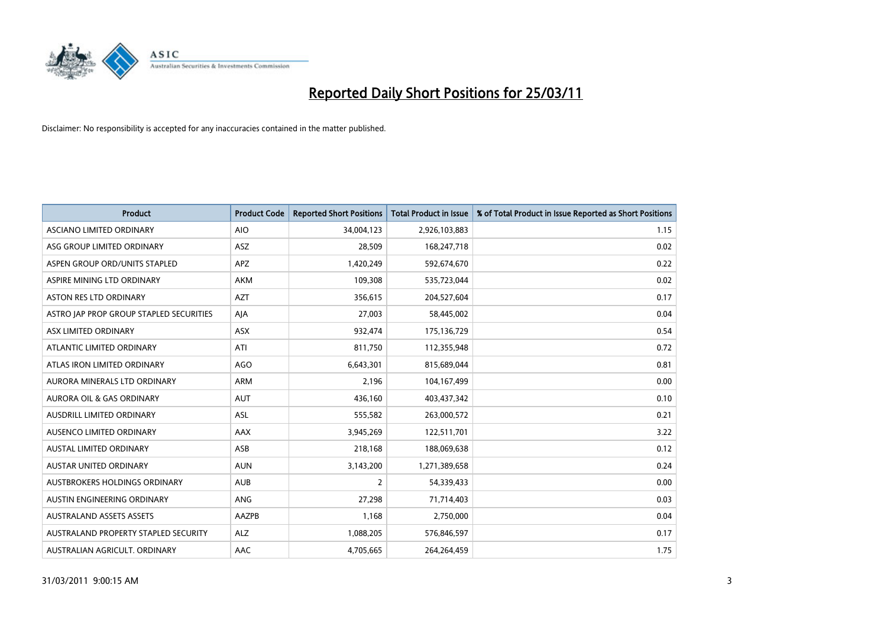# Reported Daily Short Positions for 25/03/11

Disclaimer: No responsibility is accepted for any inaccuracies contained in the matter published.

| Product | Product Code | Reported Short Positions | Total Product in Issue | % of Total Product in Issue Reported as Short Positions |
|---|---|---|---|---|
| ASCIANO LIMITED ORDINARY | AIO | 34,004,123 | 2,926,103,883 | 1.15 |
| ASG GROUP LIMITED ORDINARY | ASZ | 28,509 | 168,247,718 | 0.02 |
| ASPEN GROUP ORD/UNITS STAPLED | APZ | 1,420,249 | 592,674,670 | 0.22 |
| ASPIRE MINING LTD ORDINARY | AKM | 109,308 | 535,723,044 | 0.02 |
| ASTON RES LTD ORDINARY | AZT | 356,615 | 204,527,604 | 0.17 |
| ASTRO JAP PROP GROUP STAPLED SECURITIES | AJA | 27,003 | 58,445,002 | 0.04 |
| ASX LIMITED ORDINARY | ASX | 932,474 | 175,136,729 | 0.54 |
| ATLANTIC LIMITED ORDINARY | ATI | 811,750 | 112,355,948 | 0.72 |
| ATLAS IRON LIMITED ORDINARY | AGO | 6,643,301 | 815,689,044 | 0.81 |
| AURORA MINERALS LTD ORDINARY | ARM | 2,196 | 104,167,499 | 0.00 |
| AURORA OIL & GAS ORDINARY | AUT | 436,160 | 403,437,342 | 0.10 |
| AUSDRILL LIMITED ORDINARY | ASL | 555,582 | 263,000,572 | 0.21 |
| AUSENCO LIMITED ORDINARY | AAX | 3,945,269 | 122,511,701 | 3.22 |
| AUSTAL LIMITED ORDINARY | ASB | 218,168 | 188,069,638 | 0.12 |
| AUSTAR UNITED ORDINARY | AUN | 3,143,200 | 1,271,389,658 | 0.24 |
| AUSTBROKERS HOLDINGS ORDINARY | AUB | 2 | 54,339,433 | 0.00 |
| AUSTIN ENGINEERING ORDINARY | ANG | 27,298 | 71,714,403 | 0.03 |
| AUSTRALAND ASSETS ASSETS | AAZPB | 1,168 | 2,750,000 | 0.04 |
| AUSTRALAND PROPERTY STAPLED SECURITY | ALZ | 1,088,205 | 576,846,597 | 0.17 |
| AUSTRALIAN AGRICULT. ORDINARY | AAC | 4,705,665 | 264,264,459 | 1.75 |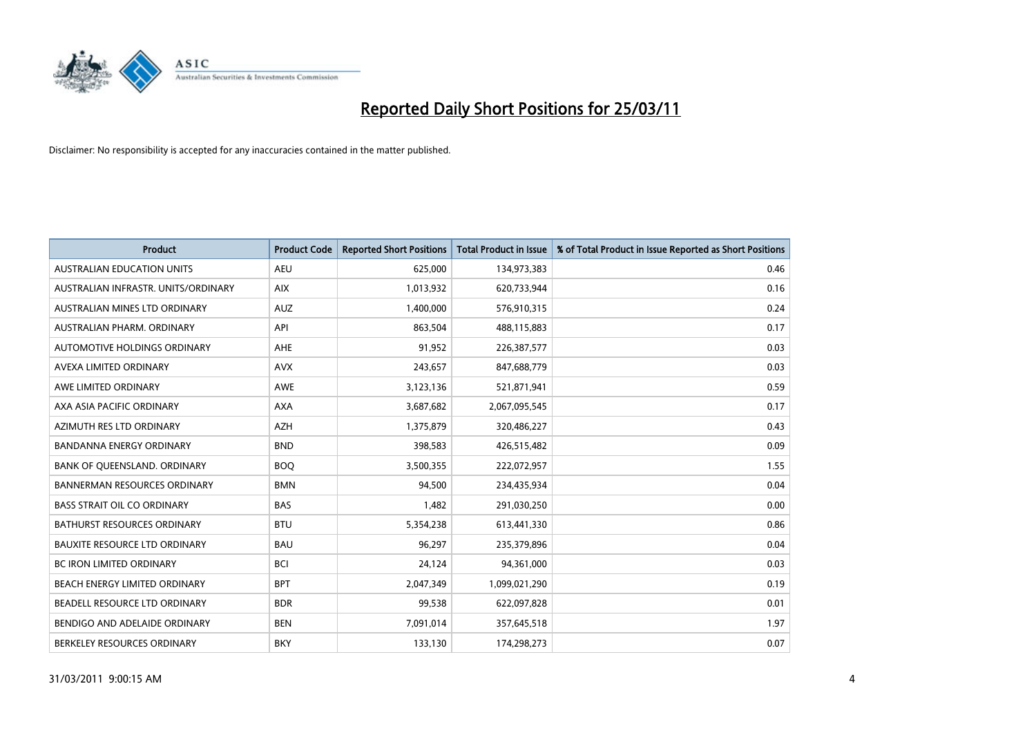# Reported Daily Short Positions for 25/03/11

Disclaimer: No responsibility is accepted for any inaccuracies contained in the matter published.

| Product | Product Code | Reported Short Positions | Total Product in Issue | % of Total Product in Issue Reported as Short Positions |
|---|---|---|---|---|
| AUSTRALIAN EDUCATION UNITS | AEU | 625,000 | 134,973,383 | 0.46 |
| AUSTRALIAN INFRASTR. UNITS/ORDINARY | AIX | 1,013,932 | 620,733,944 | 0.16 |
| AUSTRALIAN MINES LTD ORDINARY | AUZ | 1,400,000 | 576,910,315 | 0.24 |
| AUSTRALIAN PHARM. ORDINARY | API | 863,504 | 488,115,883 | 0.17 |
| AUTOMOTIVE HOLDINGS ORDINARY | AHE | 91,952 | 226,387,577 | 0.03 |
| AVEXA LIMITED ORDINARY | AVX | 243,657 | 847,688,779 | 0.03 |
| AWE LIMITED ORDINARY | AWE | 3,123,136 | 521,871,941 | 0.59 |
| AXA ASIA PACIFIC ORDINARY | AXA | 3,687,682 | 2,067,095,545 | 0.17 |
| AZIMUTH RES LTD ORDINARY | AZH | 1,375,879 | 320,486,227 | 0.43 |
| BANDANNA ENERGY ORDINARY | BND | 398,583 | 426,515,482 | 0.09 |
| BANK OF QUEENSLAND. ORDINARY | BOQ | 3,500,355 | 222,072,957 | 1.55 |
| BANNERMAN RESOURCES ORDINARY | BMN | 94,500 | 234,435,934 | 0.04 |
| BASS STRAIT OIL CO ORDINARY | BAS | 1,482 | 291,030,250 | 0.00 |
| BATHURST RESOURCES ORDINARY | BTU | 5,354,238 | 613,441,330 | 0.86 |
| BAUXITE RESOURCE LTD ORDINARY | BAU | 96,297 | 235,379,896 | 0.04 |
| BC IRON LIMITED ORDINARY | BCI | 24,124 | 94,361,000 | 0.03 |
| BEACH ENERGY LIMITED ORDINARY | BPT | 2,047,349 | 1,099,021,290 | 0.19 |
| BEADELL RESOURCE LTD ORDINARY | BDR | 99,538 | 622,097,828 | 0.01 |
| BENDIGO AND ADELAIDE ORDINARY | BEN | 7,091,014 | 357,645,518 | 1.97 |
| BERKELEY RESOURCES ORDINARY | BKY | 133,130 | 174,298,273 | 0.07 |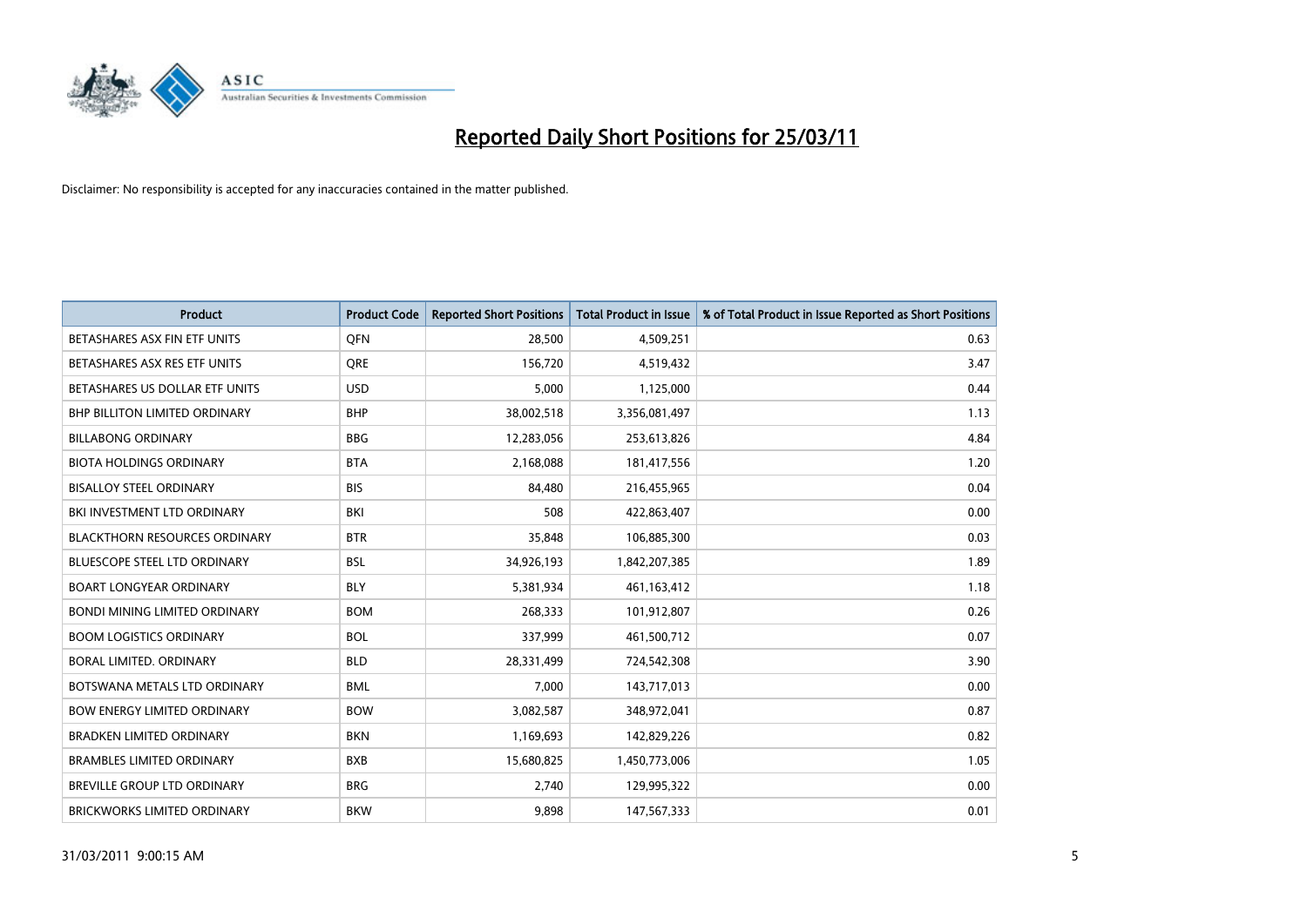# Reported Daily Short Positions for 25/03/11

Disclaimer: No responsibility is accepted for any inaccuracies contained in the matter published.

| Product | Product Code | Reported Short Positions | Total Product in Issue | % of Total Product in Issue Reported as Short Positions |
|---|---|---|---|---|
| BETASHARES ASX FIN ETF UNITS | QFN | 28,500 | 4,509,251 | 0.63 |
| BETASHARES ASX RES ETF UNITS | QRE | 156,720 | 4,519,432 | 3.47 |
| BETASHARES US DOLLAR ETF UNITS | USD | 5,000 | 1,125,000 | 0.44 |
| BHP BILLITON LIMITED ORDINARY | BHP | 38,002,518 | 3,356,081,497 | 1.13 |
| BILLABONG ORDINARY | BBG | 12,283,056 | 253,613,826 | 4.84 |
| BIOTA HOLDINGS ORDINARY | BTA | 2,168,088 | 181,417,556 | 1.20 |
| BISALLOY STEEL ORDINARY | BIS | 84,480 | 216,455,965 | 0.04 |
| BKI INVESTMENT LTD ORDINARY | BKI | 508 | 422,863,407 | 0.00 |
| BLACKTHORN RESOURCES ORDINARY | BTR | 35,848 | 106,885,300 | 0.03 |
| BLUESCOPE STEEL LTD ORDINARY | BSL | 34,926,193 | 1,842,207,385 | 1.89 |
| BOART LONGYEAR ORDINARY | BLY | 5,381,934 | 461,163,412 | 1.18 |
| BONDI MINING LIMITED ORDINARY | BOM | 268,333 | 101,912,807 | 0.26 |
| BOOM LOGISTICS ORDINARY | BOL | 337,999 | 461,500,712 | 0.07 |
| BORAL LIMITED. ORDINARY | BLD | 28,331,499 | 724,542,308 | 3.90 |
| BOTSWANA METALS LTD ORDINARY | BML | 7,000 | 143,717,013 | 0.00 |
| BOW ENERGY LIMITED ORDINARY | BOW | 3,082,587 | 348,972,041 | 0.87 |
| BRADKEN LIMITED ORDINARY | BKN | 1,169,693 | 142,829,226 | 0.82 |
| BRAMBLES LIMITED ORDINARY | BXB | 15,680,825 | 1,450,773,006 | 1.05 |
| BREVILLE GROUP LTD ORDINARY | BRG | 2,740 | 129,995,322 | 0.00 |
| BRICKWORKS LIMITED ORDINARY | BKW | 9,898 | 147,567,333 | 0.01 |

31/03/2011 9:00:15 AM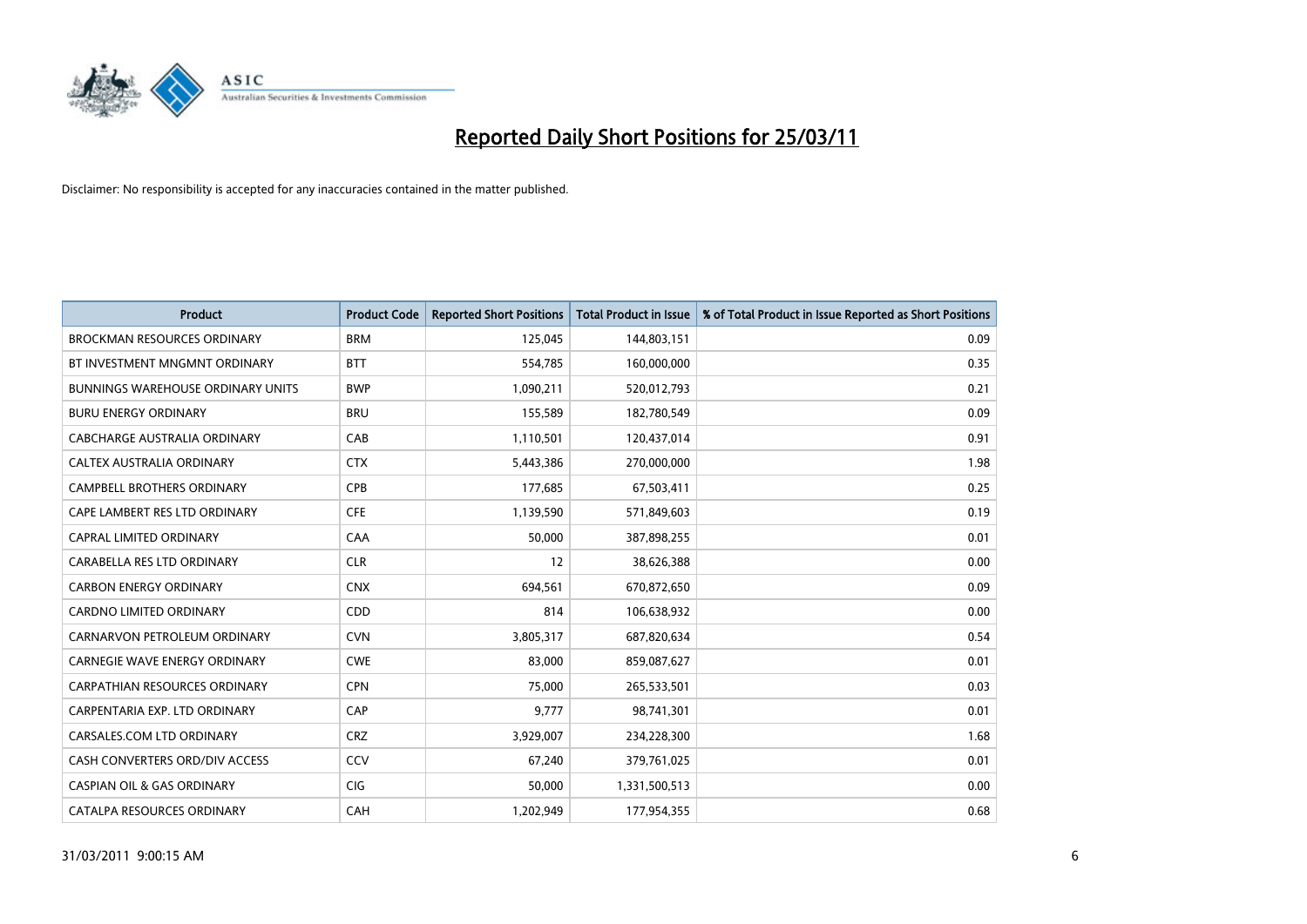# Reported Daily Short Positions for 25/03/11

Disclaimer: No responsibility is accepted for any inaccuracies contained in the matter published.

| Product | Product Code | Reported Short Positions | Total Product in Issue | % of Total Product in Issue Reported as Short Positions |
|---|---|---|---|---|
| BROCKMAN RESOURCES ORDINARY | BRM | 125,045 | 144,803,151 | 0.09 |
| BT INVESTMENT MNGMNT ORDINARY | BTT | 554,785 | 160,000,000 | 0.35 |
| BUNNINGS WAREHOUSE ORDINARY UNITS | BWP | 1,090,211 | 520,012,793 | 0.21 |
| BURU ENERGY ORDINARY | BRU | 155,589 | 182,780,549 | 0.09 |
| CABCHARGE AUSTRALIA ORDINARY | CAB | 1,110,501 | 120,437,014 | 0.91 |
| CALTEX AUSTRALIA ORDINARY | CTX | 5,443,386 | 270,000,000 | 1.98 |
| CAMPBELL BROTHERS ORDINARY | CPB | 177,685 | 67,503,411 | 0.25 |
| CAPE LAMBERT RES LTD ORDINARY | CFE | 1,139,590 | 571,849,603 | 0.19 |
| CAPRAL LIMITED ORDINARY | CAA | 50,000 | 387,898,255 | 0.01 |
| CARABELLA RES LTD ORDINARY | CLR | 12 | 38,626,388 | 0.00 |
| CARBON ENERGY ORDINARY | CNX | 694,561 | 670,872,650 | 0.09 |
| CARDNO LIMITED ORDINARY | CDD | 814 | 106,638,932 | 0.00 |
| CARNARVON PETROLEUM ORDINARY | CVN | 3,805,317 | 687,820,634 | 0.54 |
| CARNEGIE WAVE ENERGY ORDINARY | CWE | 83,000 | 859,087,627 | 0.01 |
| CARPATHIAN RESOURCES ORDINARY | CPN | 75,000 | 265,533,501 | 0.03 |
| CARPENTARIA EXP. LTD ORDINARY | CAP | 9,777 | 98,741,301 | 0.01 |
| CARSALES.COM LTD ORDINARY | CRZ | 3,929,007 | 234,228,300 | 1.68 |
| CASH CONVERTERS ORD/DIV ACCESS | CCV | 67,240 | 379,761,025 | 0.01 |
| CASPIAN OIL & GAS ORDINARY | CIG | 50,000 | 1,331,500,513 | 0.00 |
| CATALPA RESOURCES ORDINARY | CAH | 1,202,949 | 177,954,355 | 0.68 |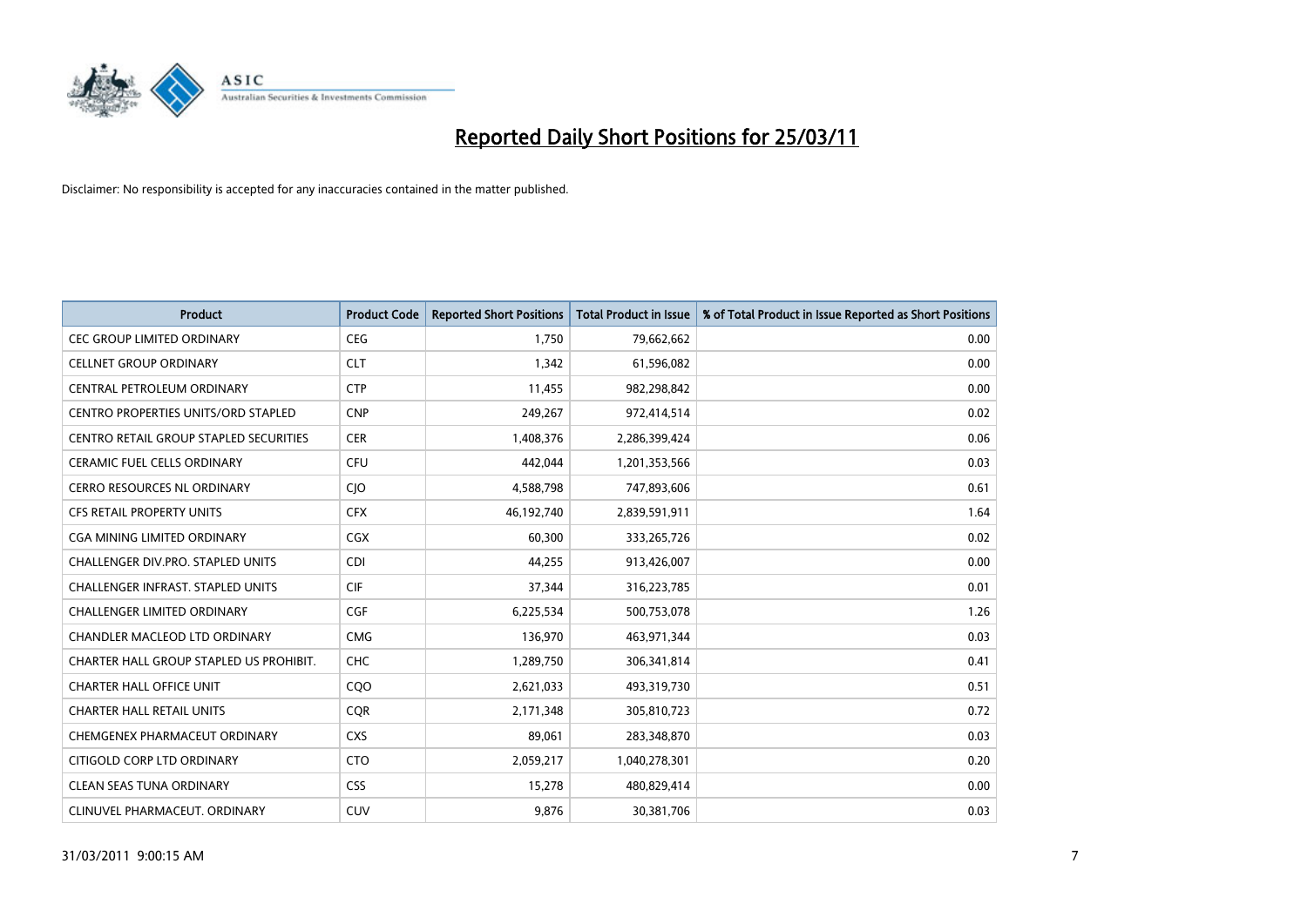# Reported Daily Short Positions for 25/03/11

Disclaimer: No responsibility is accepted for any inaccuracies contained in the matter published.

| Product | Product Code | Reported Short Positions | Total Product in Issue | % of Total Product in Issue Reported as Short Positions |
|---|---|---|---|---|
| CEC GROUP LIMITED ORDINARY | CEG | 1,750 | 79,662,662 | 0.00 |
| CELLNET GROUP ORDINARY | CLT | 1,342 | 61,596,082 | 0.00 |
| CENTRAL PETROLEUM ORDINARY | CTP | 11,455 | 982,298,842 | 0.00 |
| CENTRO PROPERTIES UNITS/ORD STAPLED | CNP | 249,267 | 972,414,514 | 0.02 |
| CENTRO RETAIL GROUP STAPLED SECURITIES | CER | 1,408,376 | 2,286,399,424 | 0.06 |
| CERAMIC FUEL CELLS ORDINARY | CFU | 442,044 | 1,201,353,566 | 0.03 |
| CERRO RESOURCES NL ORDINARY | CJO | 4,588,798 | 747,893,606 | 0.61 |
| CFS RETAIL PROPERTY UNITS | CFX | 46,192,740 | 2,839,591,911 | 1.64 |
| CGA MINING LIMITED ORDINARY | CGX | 60,300 | 333,265,726 | 0.02 |
| CHALLENGER DIV.PRO. STAPLED UNITS | CDI | 44,255 | 913,426,007 | 0.00 |
| CHALLENGER INFRAST. STAPLED UNITS | CIF | 37,344 | 316,223,785 | 0.01 |
| CHALLENGER LIMITED ORDINARY | CGF | 6,225,534 | 500,753,078 | 1.26 |
| CHANDLER MACLEOD LTD ORDINARY | CMG | 136,970 | 463,971,344 | 0.03 |
| CHARTER HALL GROUP STAPLED US PROHIBIT. | CHC | 1,289,750 | 306,341,814 | 0.41 |
| CHARTER HALL OFFICE UNIT | CQO | 2,621,033 | 493,319,730 | 0.51 |
| CHARTER HALL RETAIL UNITS | CQR | 2,171,348 | 305,810,723 | 0.72 |
| CHEMGENEX PHARMACEUT ORDINARY | CXS | 89,061 | 283,348,870 | 0.03 |
| CITIGOLD CORP LTD ORDINARY | CTO | 2,059,217 | 1,040,278,301 | 0.20 |
| CLEAN SEAS TUNA ORDINARY | CSS | 15,278 | 480,829,414 | 0.00 |
| CLINUVEL PHARMACEUT. ORDINARY | CUV | 9,876 | 30,381,706 | 0.03 |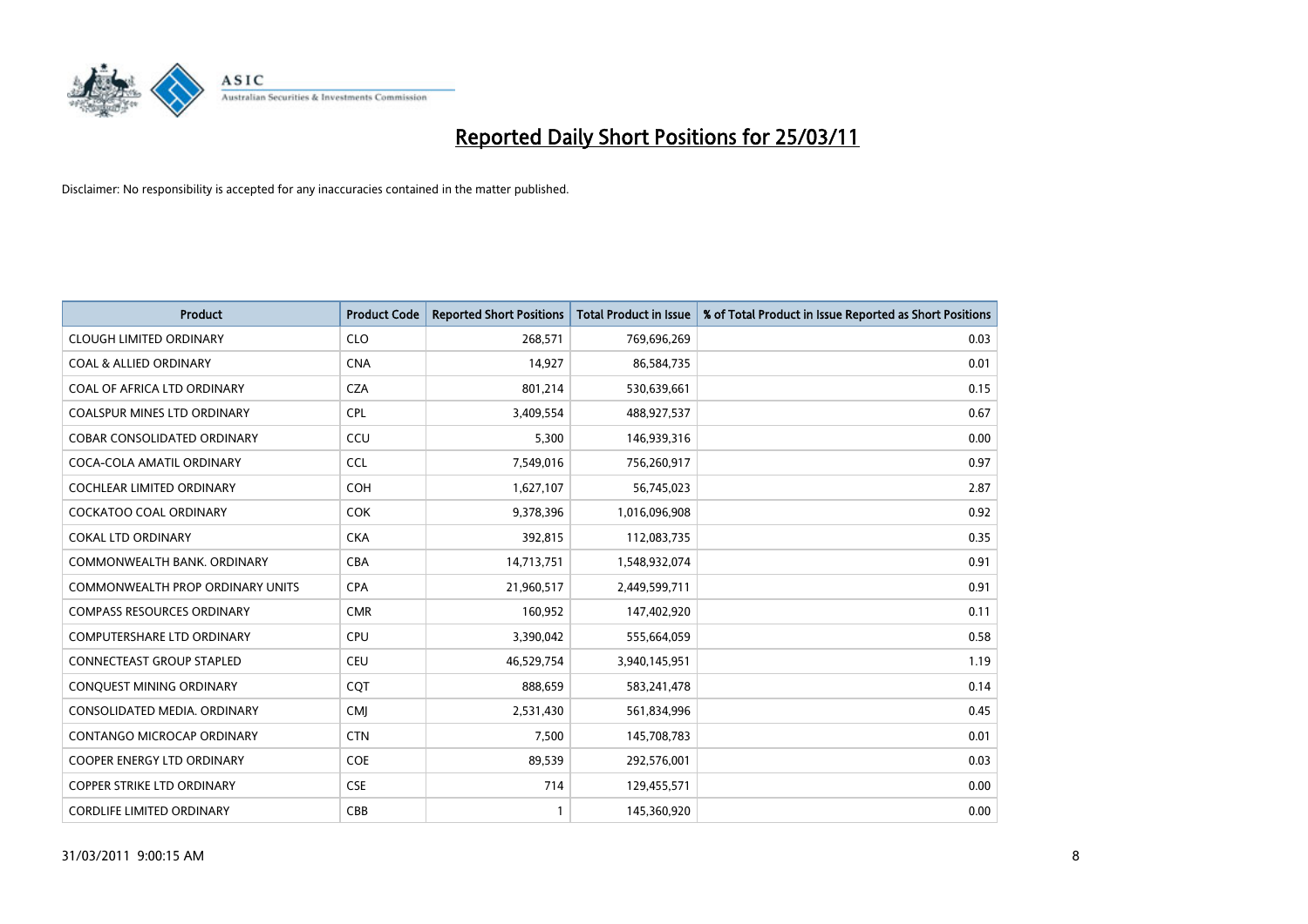# Reported Daily Short Positions for 25/03/11

Disclaimer: No responsibility is accepted for any inaccuracies contained in the matter published.

| Product | Product Code | Reported Short Positions | Total Product in Issue | % of Total Product in Issue Reported as Short Positions |
|---|---|---|---|---|
| CLOUGH LIMITED ORDINARY | CLO | 268,571 | 769,696,269 | 0.03 |
| COAL & ALLIED ORDINARY | CNA | 14,927 | 86,584,735 | 0.01 |
| COAL OF AFRICA LTD ORDINARY | CZA | 801,214 | 530,639,661 | 0.15 |
| COALSPUR MINES LTD ORDINARY | CPL | 3,409,554 | 488,927,537 | 0.67 |
| COBAR CONSOLIDATED ORDINARY | CCU | 5,300 | 146,939,316 | 0.00 |
| COCA-COLA AMATIL ORDINARY | CCL | 7,549,016 | 756,260,917 | 0.97 |
| COCHLEAR LIMITED ORDINARY | COH | 1,627,107 | 56,745,023 | 2.87 |
| COCKATOO COAL ORDINARY | COK | 9,378,396 | 1,016,096,908 | 0.92 |
| COKAL LTD ORDINARY | CKA | 392,815 | 112,083,735 | 0.35 |
| COMMONWEALTH BANK. ORDINARY | CBA | 14,713,751 | 1,548,932,074 | 0.91 |
| COMMONWEALTH PROP ORDINARY UNITS | CPA | 21,960,517 | 2,449,599,711 | 0.91 |
| COMPASS RESOURCES ORDINARY | CMR | 160,952 | 147,402,920 | 0.11 |
| COMPUTERSHARE LTD ORDINARY | CPU | 3,390,042 | 555,664,059 | 0.58 |
| CONNECTEAST GROUP STAPLED | CEU | 46,529,754 | 3,940,145,951 | 1.19 |
| CONQUEST MINING ORDINARY | CQT | 888,659 | 583,241,478 | 0.14 |
| CONSOLIDATED MEDIA. ORDINARY | CMJ | 2,531,430 | 561,834,996 | 0.45 |
| CONTANGO MICROCAP ORDINARY | CTN | 7,500 | 145,708,783 | 0.01 |
| COOPER ENERGY LTD ORDINARY | COE | 89,539 | 292,576,001 | 0.03 |
| COPPER STRIKE LTD ORDINARY | CSE | 714 | 129,455,571 | 0.00 |
| CORDLIFE LIMITED ORDINARY | CBB | 1 | 145,360,920 | 0.00 |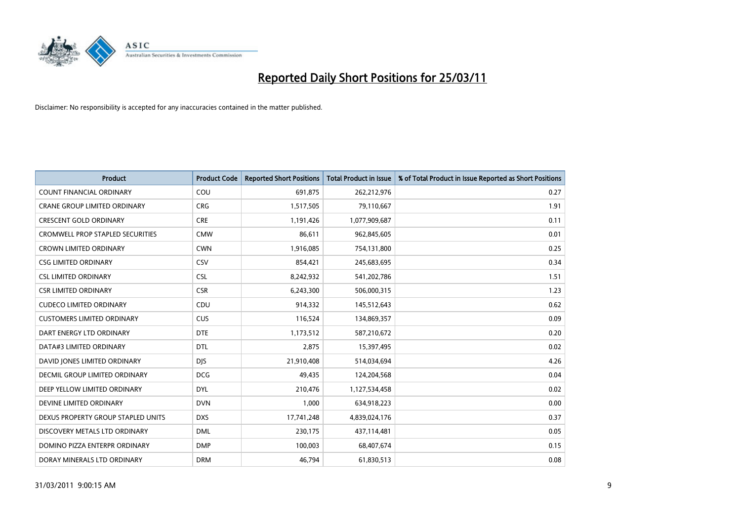# Reported Daily Short Positions for 25/03/11

Disclaimer: No responsibility is accepted for any inaccuracies contained in the matter published.

| Product | Product Code | Reported Short Positions | Total Product in Issue | % of Total Product in Issue Reported as Short Positions |
| --- | --- | --- | --- | --- |
| COUNT FINANCIAL ORDINARY | COU | 691,875 | 262,212,976 | 0.27 |
| CRANE GROUP LIMITED ORDINARY | CRG | 1,517,505 | 79,110,667 | 1.91 |
| CRESCENT GOLD ORDINARY | CRE | 1,191,426 | 1,077,909,687 | 0.11 |
| CROMWELL PROP STAPLED SECURITIES | CMW | 86,611 | 962,845,605 | 0.01 |
| CROWN LIMITED ORDINARY | CWN | 1,916,085 | 754,131,800 | 0.25 |
| CSG LIMITED ORDINARY | CSV | 854,421 | 245,683,695 | 0.34 |
| CSL LIMITED ORDINARY | CSL | 8,242,932 | 541,202,786 | 1.51 |
| CSR LIMITED ORDINARY | CSR | 6,243,300 | 506,000,315 | 1.23 |
| CUDECO LIMITED ORDINARY | CDU | 914,332 | 145,512,643 | 0.62 |
| CUSTOMERS LIMITED ORDINARY | CUS | 116,524 | 134,869,357 | 0.09 |
| DART ENERGY LTD ORDINARY | DTE | 1,173,512 | 587,210,672 | 0.20 |
| DATA#3 LIMITED ORDINARY | DTL | 2,875 | 15,397,495 | 0.02 |
| DAVID JONES LIMITED ORDINARY | DJS | 21,910,408 | 514,034,694 | 4.26 |
| DECMIL GROUP LIMITED ORDINARY | DCG | 49,435 | 124,204,568 | 0.04 |
| DEEP YELLOW LIMITED ORDINARY | DYL | 210,476 | 1,127,534,458 | 0.02 |
| DEVINE LIMITED ORDINARY | DVN | 1,000 | 634,918,223 | 0.00 |
| DEXUS PROPERTY GROUP STAPLED UNITS | DXS | 17,741,248 | 4,839,024,176 | 0.37 |
| DISCOVERY METALS LTD ORDINARY | DML | 230,175 | 437,114,481 | 0.05 |
| DOMINO PIZZA ENTERPR ORDINARY | DMP | 100,003 | 68,407,674 | 0.15 |
| DORAY MINERALS LTD ORDINARY | DRM | 46,794 | 61,830,513 | 0.08 |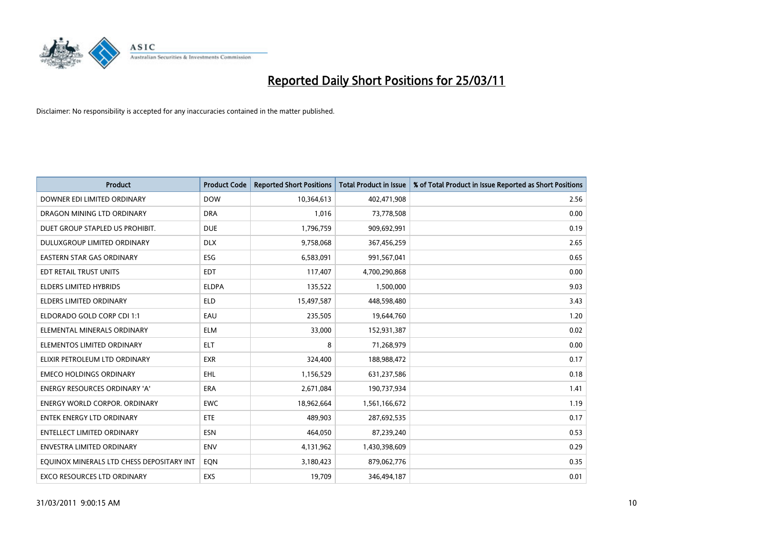# Reported Daily Short Positions for 25/03/11

Disclaimer: No responsibility is accepted for any inaccuracies contained in the matter published.

| Product | Product Code | Reported Short Positions | Total Product in Issue | % of Total Product in Issue Reported as Short Positions |
| --- | --- | --- | --- | --- |
| DOWNER EDI LIMITED ORDINARY | DOW | 10,364,613 | 402,471,908 | 2.56 |
| DRAGON MINING LTD ORDINARY | DRA | 1,016 | 73,778,508 | 0.00 |
| DUET GROUP STAPLED US PROHIBIT. | DUE | 1,796,759 | 909,692,991 | 0.19 |
| DULUXGROUP LIMITED ORDINARY | DLX | 9,758,068 | 367,456,259 | 2.65 |
| EASTERN STAR GAS ORDINARY | ESG | 6,583,091 | 991,567,041 | 0.65 |
| EDT RETAIL TRUST UNITS | EDT | 117,407 | 4,700,290,868 | 0.00 |
| ELDERS LIMITED HYBRIDS | ELDPA | 135,522 | 1,500,000 | 9.03 |
| ELDERS LIMITED ORDINARY | ELD | 15,497,587 | 448,598,480 | 3.43 |
| ELDORADO GOLD CORP CDI 1:1 | EAU | 235,505 | 19,644,760 | 1.20 |
| ELEMENTAL MINERALS ORDINARY | ELM | 33,000 | 152,931,387 | 0.02 |
| ELEMENTOS LIMITED ORDINARY | ELT | 8 | 71,268,979 | 0.00 |
| ELIXIR PETROLEUM LTD ORDINARY | EXR | 324,400 | 188,988,472 | 0.17 |
| EMECO HOLDINGS ORDINARY | EHL | 1,156,529 | 631,237,586 | 0.18 |
| ENERGY RESOURCES ORDINARY 'A' | ERA | 2,671,084 | 190,737,934 | 1.41 |
| ENERGY WORLD CORPOR. ORDINARY | EWC | 18,962,664 | 1,561,166,672 | 1.19 |
| ENTEK ENERGY LTD ORDINARY | ETE | 489,903 | 287,692,535 | 0.17 |
| ENTELLECT LIMITED ORDINARY | ESN | 464,050 | 87,239,240 | 0.53 |
| ENVESTRA LIMITED ORDINARY | ENV | 4,131,962 | 1,430,398,609 | 0.29 |
| EQUINOX MINERALS LTD CHESS DEPOSITARY INT | EQN | 3,180,423 | 879,062,776 | 0.35 |
| EXCO RESOURCES LTD ORDINARY | EXS | 19,709 | 346,494,187 | 0.01 |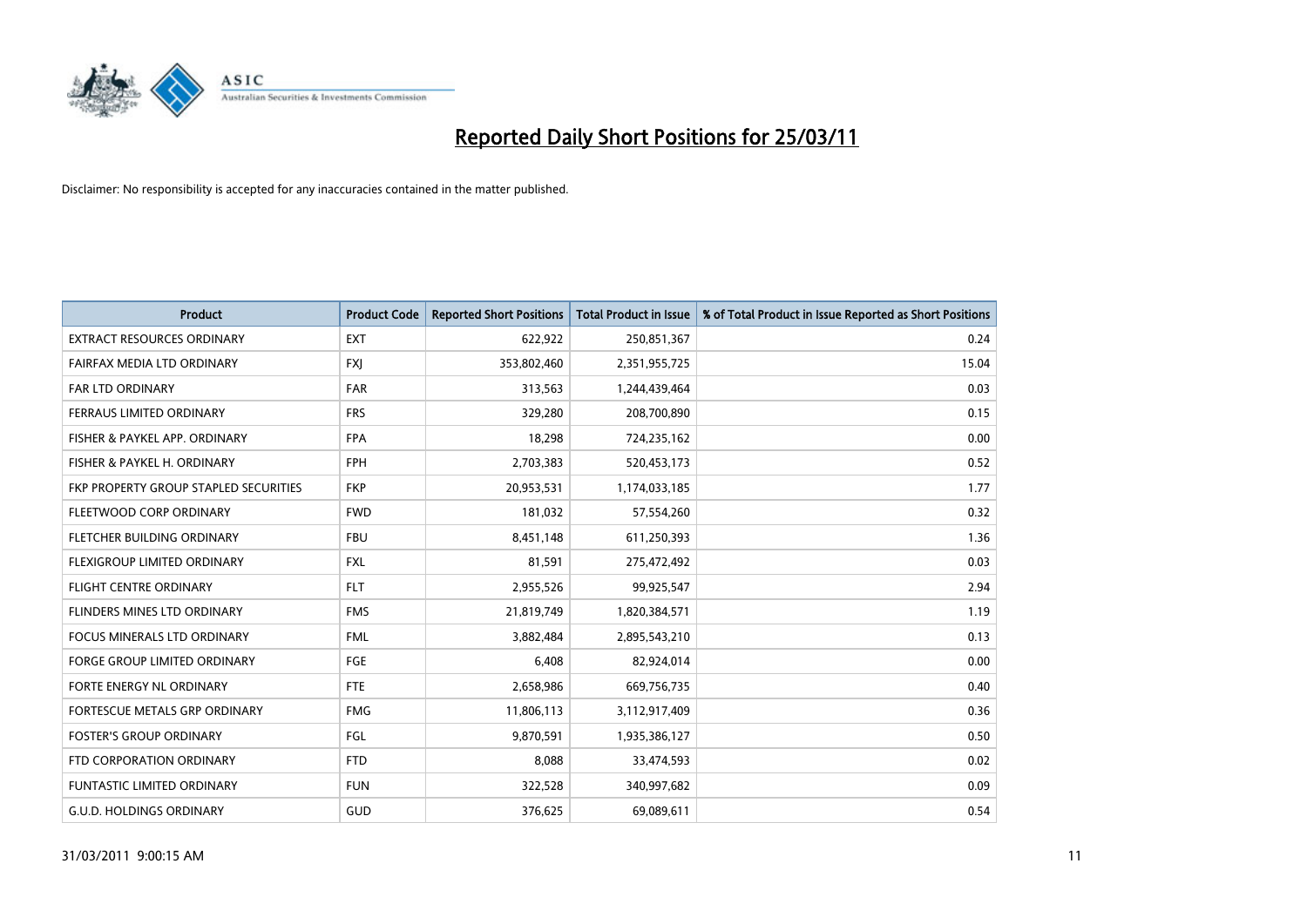# Reported Daily Short Positions for 25/03/11

Disclaimer: No responsibility is accepted for any inaccuracies contained in the matter published.

| Product | Product Code | Reported Short Positions | Total Product in Issue | % of Total Product in Issue Reported as Short Positions |
|---|---|---|---|---|
| EXTRACT RESOURCES ORDINARY | EXT | 622,922 | 250,851,367 | 0.24 |
| FAIRFAX MEDIA LTD ORDINARY | FXJ | 353,802,460 | 2,351,955,725 | 15.04 |
| FAR LTD ORDINARY | FAR | 313,563 | 1,244,439,464 | 0.03 |
| FERRAUS LIMITED ORDINARY | FRS | 329,280 | 208,700,890 | 0.15 |
| FISHER & PAYKEL APP. ORDINARY | FPA | 18,298 | 724,235,162 | 0.00 |
| FISHER & PAYKEL H. ORDINARY | FPH | 2,703,383 | 520,453,173 | 0.52 |
| FKP PROPERTY GROUP STAPLED SECURITIES | FKP | 20,953,531 | 1,174,033,185 | 1.77 |
| FLEETWOOD CORP ORDINARY | FWD | 181,032 | 57,554,260 | 0.32 |
| FLETCHER BUILDING ORDINARY | FBU | 8,451,148 | 611,250,393 | 1.36 |
| FLEXIGROUP LIMITED ORDINARY | FXL | 81,591 | 275,472,492 | 0.03 |
| FLIGHT CENTRE ORDINARY | FLT | 2,955,526 | 99,925,547 | 2.94 |
| FLINDERS MINES LTD ORDINARY | FMS | 21,819,749 | 1,820,384,571 | 1.19 |
| FOCUS MINERALS LTD ORDINARY | FML | 3,882,484 | 2,895,543,210 | 0.13 |
| FORGE GROUP LIMITED ORDINARY | FGE | 6,408 | 82,924,014 | 0.00 |
| FORTE ENERGY NL ORDINARY | FTE | 2,658,986 | 669,756,735 | 0.40 |
| FORTESCUE METALS GRP ORDINARY | FMG | 11,806,113 | 3,112,917,409 | 0.36 |
| FOSTER'S GROUP ORDINARY | FGL | 9,870,591 | 1,935,386,127 | 0.50 |
| FTD CORPORATION ORDINARY | FTD | 8,088 | 33,474,593 | 0.02 |
| FUNTASTIC LIMITED ORDINARY | FUN | 322,528 | 340,997,682 | 0.09 |
| G.U.D. HOLDINGS ORDINARY | GUD | 376,625 | 69,089,611 | 0.54 |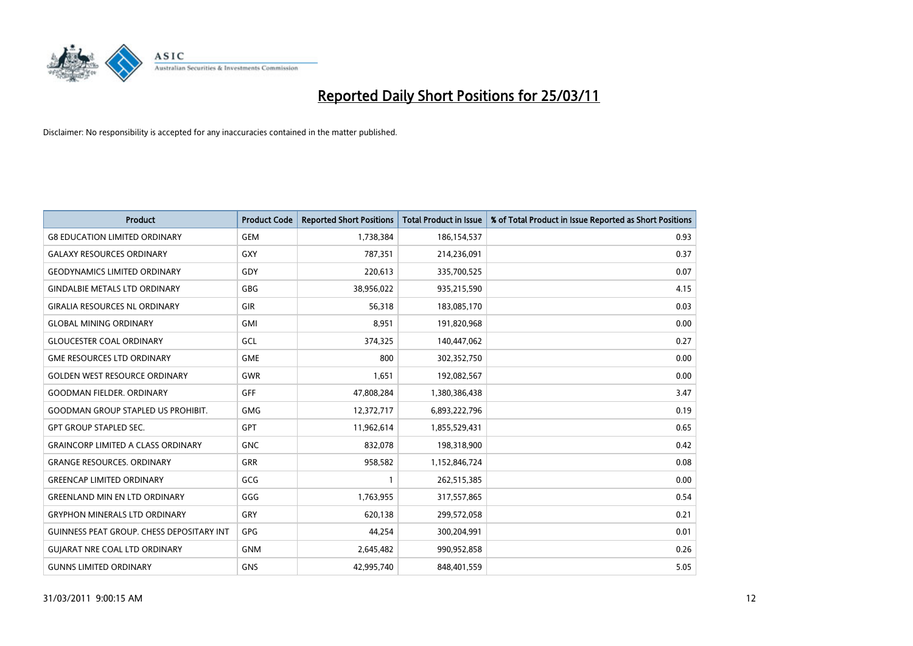# Reported Daily Short Positions for 25/03/11

Disclaimer: No responsibility is accepted for any inaccuracies contained in the matter published.

| Product | Product Code | Reported Short Positions | Total Product in Issue | % of Total Product in Issue Reported as Short Positions |
|---|---|---|---|---|
| G8 EDUCATION LIMITED ORDINARY | GEM | 1,738,384 | 186,154,537 | 0.93 |
| GALAXY RESOURCES ORDINARY | GXY | 787,351 | 214,236,091 | 0.37 |
| GEODYNAMICS LIMITED ORDINARY | GDY | 220,613 | 335,700,525 | 0.07 |
| GINDALBIE METALS LTD ORDINARY | GBG | 38,956,022 | 935,215,590 | 4.15 |
| GIRALIA RESOURCES NL ORDINARY | GIR | 56,318 | 183,085,170 | 0.03 |
| GLOBAL MINING ORDINARY | GMI | 8,951 | 191,820,968 | 0.00 |
| GLOUCESTER COAL ORDINARY | GCL | 374,325 | 140,447,062 | 0.27 |
| GME RESOURCES LTD ORDINARY | GME | 800 | 302,352,750 | 0.00 |
| GOLDEN WEST RESOURCE ORDINARY | GWR | 1,651 | 192,082,567 | 0.00 |
| GOODMAN FIELDER. ORDINARY | GFF | 47,808,284 | 1,380,386,438 | 3.47 |
| GOODMAN GROUP STAPLED US PROHIBIT. | GMG | 12,372,717 | 6,893,222,796 | 0.19 |
| GPT GROUP STAPLED SEC. | GPT | 11,962,614 | 1,855,529,431 | 0.65 |
| GRAINCORP LIMITED A CLASS ORDINARY | GNC | 832,078 | 198,318,900 | 0.42 |
| GRANGE RESOURCES. ORDINARY | GRR | 958,582 | 1,152,846,724 | 0.08 |
| GREENCAP LIMITED ORDINARY | GCG | 1 | 262,515,385 | 0.00 |
| GREENLAND MIN EN LTD ORDINARY | GGG | 1,763,955 | 317,557,865 | 0.54 |
| GRYPHON MINERALS LTD ORDINARY | GRY | 620,138 | 299,572,058 | 0.21 |
| GUINNESS PEAT GROUP. CHESS DEPOSITARY INT | GPG | 44,254 | 300,204,991 | 0.01 |
| GUJARAT NRE COAL LTD ORDINARY | GNM | 2,645,482 | 990,952,858 | 0.26 |
| GUNNS LIMITED ORDINARY | GNS | 42,995,740 | 848,401,559 | 5.05 |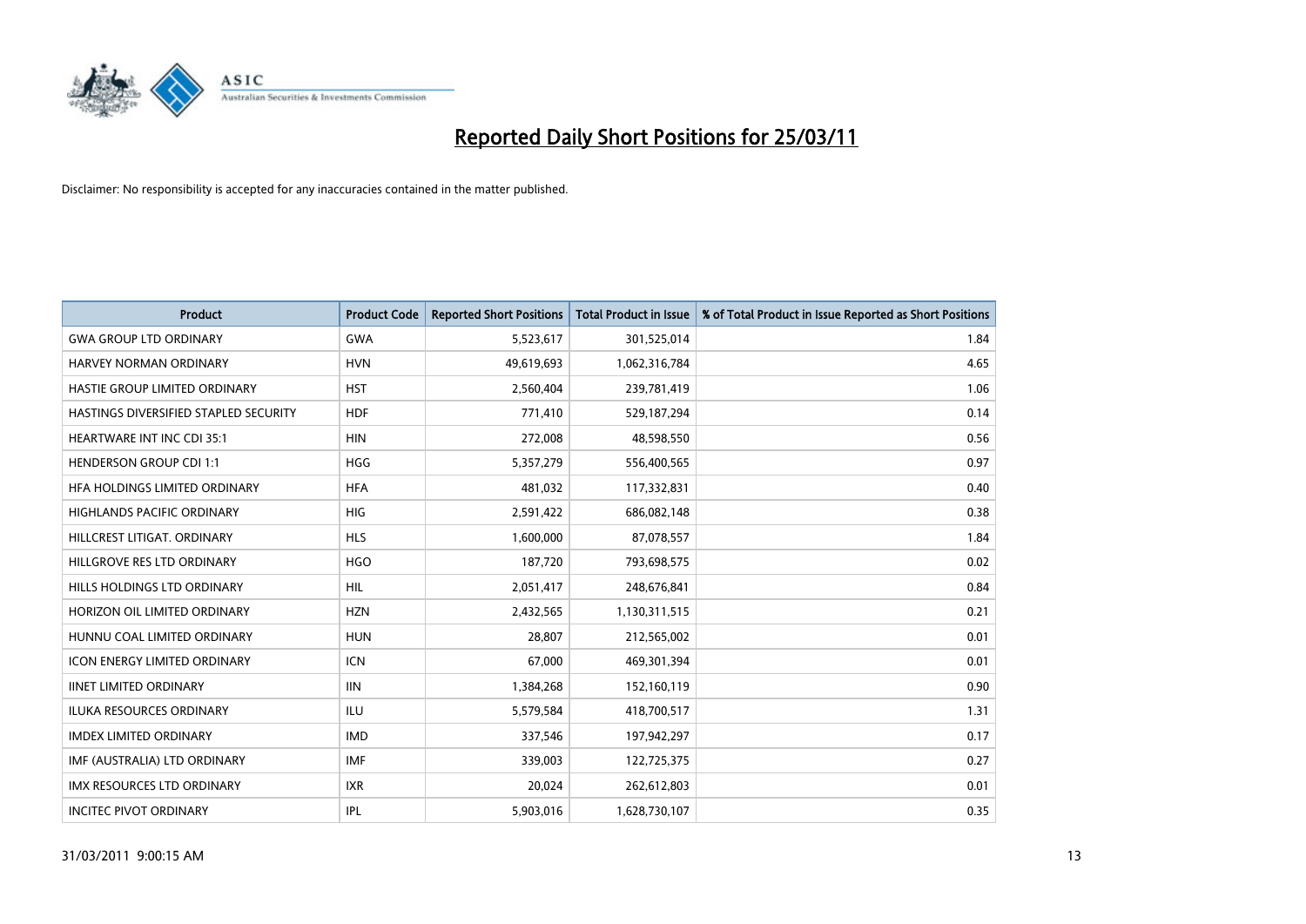# Reported Daily Short Positions for 25/03/11

Disclaimer: No responsibility is accepted for any inaccuracies contained in the matter published.

| Product | Product Code | Reported Short Positions | Total Product in Issue | % of Total Product in Issue Reported as Short Positions |
|---|---|---|---|---|
| GWA GROUP LTD ORDINARY | GWA | 5,523,617 | 301,525,014 | 1.84 |
| HARVEY NORMAN ORDINARY | HVN | 49,619,693 | 1,062,316,784 | 4.65 |
| HASTIE GROUP LIMITED ORDINARY | HST | 2,560,404 | 239,781,419 | 1.06 |
| HASTINGS DIVERSIFIED STAPLED SECURITY | HDF | 771,410 | 529,187,294 | 0.14 |
| HEARTWARE INT INC CDI 35:1 | HIN | 272,008 | 48,598,550 | 0.56 |
| HENDERSON GROUP CDI 1:1 | HGG | 5,357,279 | 556,400,565 | 0.97 |
| HFA HOLDINGS LIMITED ORDINARY | HFA | 481,032 | 117,332,831 | 0.40 |
| HIGHLANDS PACIFIC ORDINARY | HIG | 2,591,422 | 686,082,148 | 0.38 |
| HILLCREST LITIGAT. ORDINARY | HLS | 1,600,000 | 87,078,557 | 1.84 |
| HILLGROVE RES LTD ORDINARY | HGO | 187,720 | 793,698,575 | 0.02 |
| HILLS HOLDINGS LTD ORDINARY | HIL | 2,051,417 | 248,676,841 | 0.84 |
| HORIZON OIL LIMITED ORDINARY | HZN | 2,432,565 | 1,130,311,515 | 0.21 |
| HUNNU COAL LIMITED ORDINARY | HUN | 28,807 | 212,565,002 | 0.01 |
| ICON ENERGY LIMITED ORDINARY | ICN | 67,000 | 469,301,394 | 0.01 |
| IINET LIMITED ORDINARY | IIN | 1,384,268 | 152,160,119 | 0.90 |
| ILUKA RESOURCES ORDINARY | ILU | 5,579,584 | 418,700,517 | 1.31 |
| IMDEX LIMITED ORDINARY | IMD | 337,546 | 197,942,297 | 0.17 |
| IMF (AUSTRALIA) LTD ORDINARY | IMF | 339,003 | 122,725,375 | 0.27 |
| IMX RESOURCES LTD ORDINARY | IXR | 20,024 | 262,612,803 | 0.01 |
| INCITEC PIVOT ORDINARY | IPL | 5,903,016 | 1,628,730,107 | 0.35 |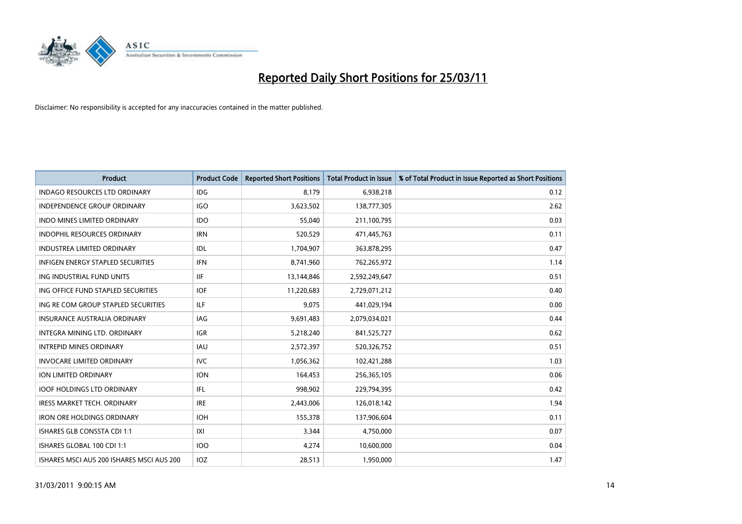# Reported Daily Short Positions for 25/03/11

Disclaimer: No responsibility is accepted for any inaccuracies contained in the matter published.

| Product | Product Code | Reported Short Positions | Total Product in Issue | % of Total Product in Issue Reported as Short Positions |
|---|---|---|---|---|
| INDAGO RESOURCES LTD ORDINARY | IDG | 8,179 | 6,938,218 | 0.12 |
| INDEPENDENCE GROUP ORDINARY | IGO | 3,623,502 | 138,777,305 | 2.62 |
| INDO MINES LIMITED ORDINARY | IDO | 55,040 | 211,100,795 | 0.03 |
| INDOPHIL RESOURCES ORDINARY | IRN | 520,529 | 471,445,763 | 0.11 |
| INDUSTREA LIMITED ORDINARY | IDL | 1,704,907 | 363,878,295 | 0.47 |
| INFIGEN ENERGY STAPLED SECURITIES | IFN | 8,741,960 | 762,265,972 | 1.14 |
| ING INDUSTRIAL FUND UNITS | IIF | 13,144,846 | 2,592,249,647 | 0.51 |
| ING OFFICE FUND STAPLED SECURITIES | IOF | 11,220,683 | 2,729,071,212 | 0.40 |
| ING RE COM GROUP STAPLED SECURITIES | ILF | 9,075 | 441,029,194 | 0.00 |
| INSURANCE AUSTRALIA ORDINARY | IAG | 9,691,483 | 2,079,034,021 | 0.44 |
| INTEGRA MINING LTD. ORDINARY | IGR | 5,218,240 | 841,525,727 | 0.62 |
| INTREPID MINES ORDINARY | IAU | 2,572,397 | 520,326,752 | 0.51 |
| INVOCARE LIMITED ORDINARY | IVC | 1,056,362 | 102,421,288 | 1.03 |
| ION LIMITED ORDINARY | ION | 164,453 | 256,365,105 | 0.06 |
| IOOF HOLDINGS LTD ORDINARY | IFL | 998,902 | 229,794,395 | 0.42 |
| IRESS MARKET TECH. ORDINARY | IRE | 2,443,006 | 126,018,142 | 1.94 |
| IRON ORE HOLDINGS ORDINARY | IOH | 155,378 | 137,906,604 | 0.11 |
| ISHARES GLB CONSSTA CDI 1:1 | IXI | 3,344 | 4,750,000 | 0.07 |
| ISHARES GLOBAL 100 CDI 1:1 | IOO | 4,274 | 10,600,000 | 0.04 |
| ISHARES MSCI AUS 200 ISHARES MSCI AUS 200 | IOZ | 28,513 | 1,950,000 | 1.47 |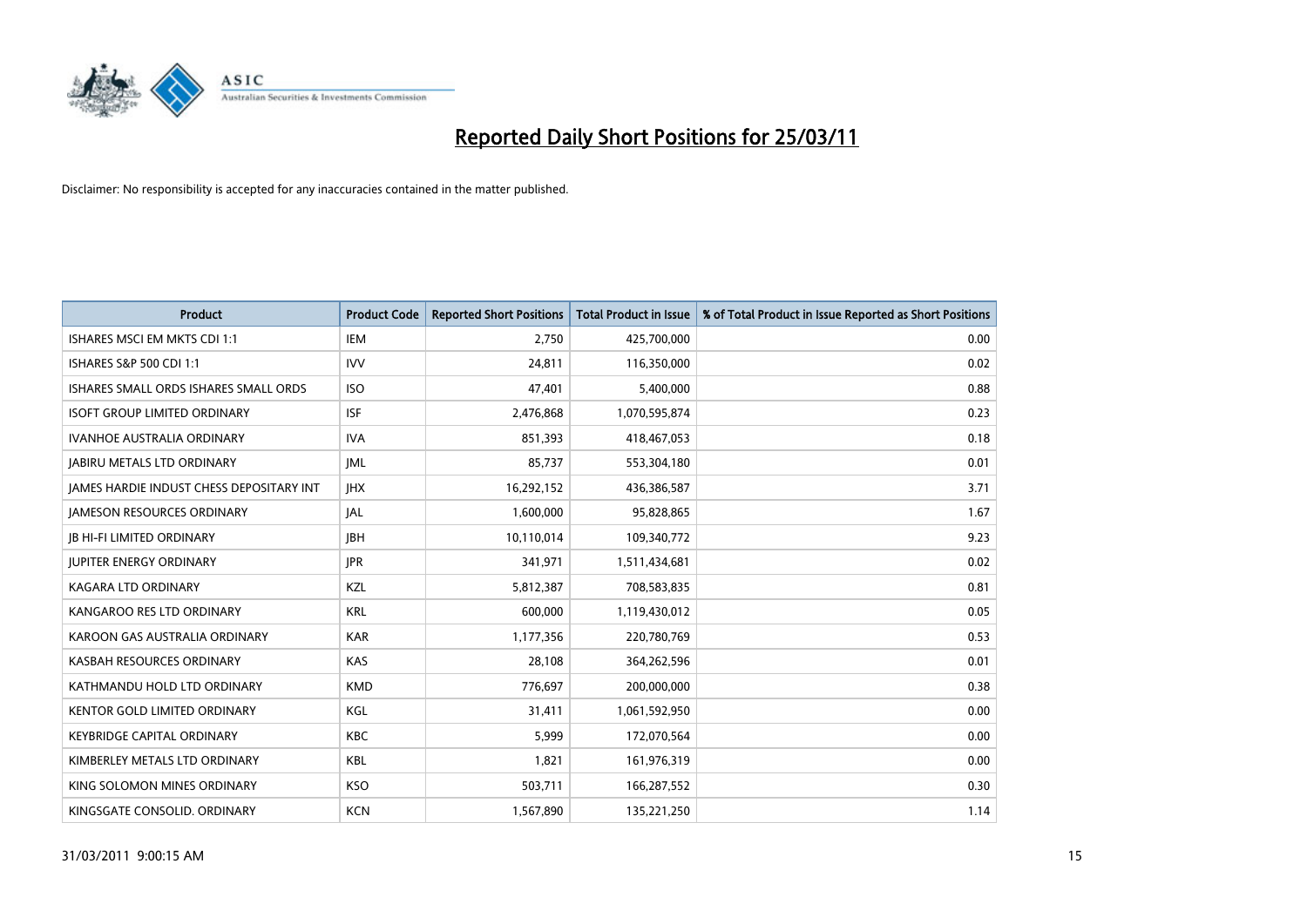# Reported Daily Short Positions for 25/03/11

Disclaimer: No responsibility is accepted for any inaccuracies contained in the matter published.

| Product | Product Code | Reported Short Positions | Total Product in Issue | % of Total Product in Issue Reported as Short Positions |
|---|---|---|---|---|
| ISHARES MSCI EM MKTS CDI 1:1 | IEM | 2,750 | 425,700,000 | 0.00 |
| ISHARES S&P 500 CDI 1:1 | IVV | 24,811 | 116,350,000 | 0.02 |
| ISHARES SMALL ORDS ISHARES SMALL ORDS | ISO | 47,401 | 5,400,000 | 0.88 |
| ISOFT GROUP LIMITED ORDINARY | ISF | 2,476,868 | 1,070,595,874 | 0.23 |
| IVANHOE AUSTRALIA ORDINARY | IVA | 851,393 | 418,467,053 | 0.18 |
| JABIRU METALS LTD ORDINARY | JML | 85,737 | 553,304,180 | 0.01 |
| JAMES HARDIE INDUST CHESS DEPOSITARY INT | JHX | 16,292,152 | 436,386,587 | 3.71 |
| JAMESON RESOURCES ORDINARY | JAL | 1,600,000 | 95,828,865 | 1.67 |
| JB HI-FI LIMITED ORDINARY | JBH | 10,110,014 | 109,340,772 | 9.23 |
| JUPITER ENERGY ORDINARY | JPR | 341,971 | 1,511,434,681 | 0.02 |
| KAGARA LTD ORDINARY | KZL | 5,812,387 | 708,583,835 | 0.81 |
| KANGAROO RES LTD ORDINARY | KRL | 600,000 | 1,119,430,012 | 0.05 |
| KAROON GAS AUSTRALIA ORDINARY | KAR | 1,177,356 | 220,780,769 | 0.53 |
| KASBAH RESOURCES ORDINARY | KAS | 28,108 | 364,262,596 | 0.01 |
| KATHMANDU HOLD LTD ORDINARY | KMD | 776,697 | 200,000,000 | 0.38 |
| KENTOR GOLD LIMITED ORDINARY | KGL | 31,411 | 1,061,592,950 | 0.00 |
| KEYBRIDGE CAPITAL ORDINARY | KBC | 5,999 | 172,070,564 | 0.00 |
| KIMBERLEY METALS LTD ORDINARY | KBL | 1,821 | 161,976,319 | 0.00 |
| KING SOLOMON MINES ORDINARY | KSO | 503,711 | 166,287,552 | 0.30 |
| KINGSGATE CONSOLID. ORDINARY | KCN | 1,567,890 | 135,221,250 | 1.14 |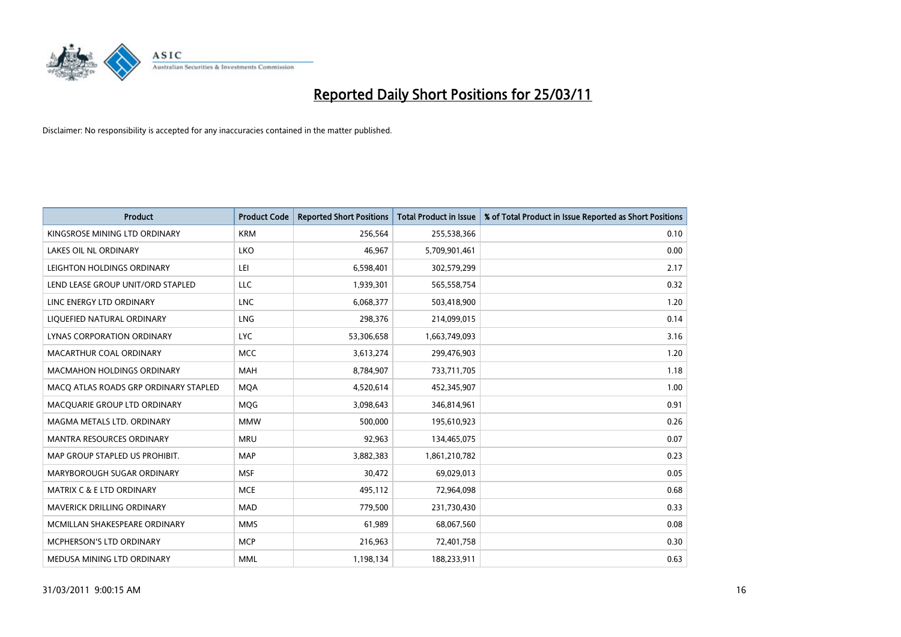# Reported Daily Short Positions for 25/03/11

Disclaimer: No responsibility is accepted for any inaccuracies contained in the matter published.

| Product | Product Code | Reported Short Positions | Total Product in Issue | % of Total Product in Issue Reported as Short Positions |
|---|---|---|---|---|
| KINGSROSE MINING LTD ORDINARY | KRM | 256,564 | 255,538,366 | 0.10 |
| LAKES OIL NL ORDINARY | LKO | 46,967 | 5,709,901,461 | 0.00 |
| LEIGHTON HOLDINGS ORDINARY | LEI | 6,598,401 | 302,579,299 | 2.17 |
| LEND LEASE GROUP UNIT/ORD STAPLED | LLC | 1,939,301 | 565,558,754 | 0.32 |
| LINC ENERGY LTD ORDINARY | LNC | 6,068,377 | 503,418,900 | 1.20 |
| LIQUEFIED NATURAL ORDINARY | LNG | 298,376 | 214,099,015 | 0.14 |
| LYNAS CORPORATION ORDINARY | LYC | 53,306,658 | 1,663,749,093 | 3.16 |
| MACARTHUR COAL ORDINARY | MCC | 3,613,274 | 299,476,903 | 1.20 |
| MACMAHON HOLDINGS ORDINARY | MAH | 8,784,907 | 733,711,705 | 1.18 |
| MACQ ATLAS ROADS GRP ORDINARY STAPLED | MQA | 4,520,614 | 452,345,907 | 1.00 |
| MACQUARIE GROUP LTD ORDINARY | MQG | 3,098,643 | 346,814,961 | 0.91 |
| MAGMA METALS LTD. ORDINARY | MMW | 500,000 | 195,610,923 | 0.26 |
| MANTRA RESOURCES ORDINARY | MRU | 92,963 | 134,465,075 | 0.07 |
| MAP GROUP STAPLED US PROHIBIT. | MAP | 3,882,383 | 1,861,210,782 | 0.23 |
| MARYBOROUGH SUGAR ORDINARY | MSF | 30,472 | 69,029,013 | 0.05 |
| MATRIX C & E LTD ORDINARY | MCE | 495,112 | 72,964,098 | 0.68 |
| MAVERICK DRILLING ORDINARY | MAD | 779,500 | 231,730,430 | 0.33 |
| MCMILLAN SHAKESPEARE ORDINARY | MMS | 61,989 | 68,067,560 | 0.08 |
| MCPHERSON'S LTD ORDINARY | MCP | 216,963 | 72,401,758 | 0.30 |
| MEDUSA MINING LTD ORDINARY | MML | 1,198,134 | 188,233,911 | 0.63 |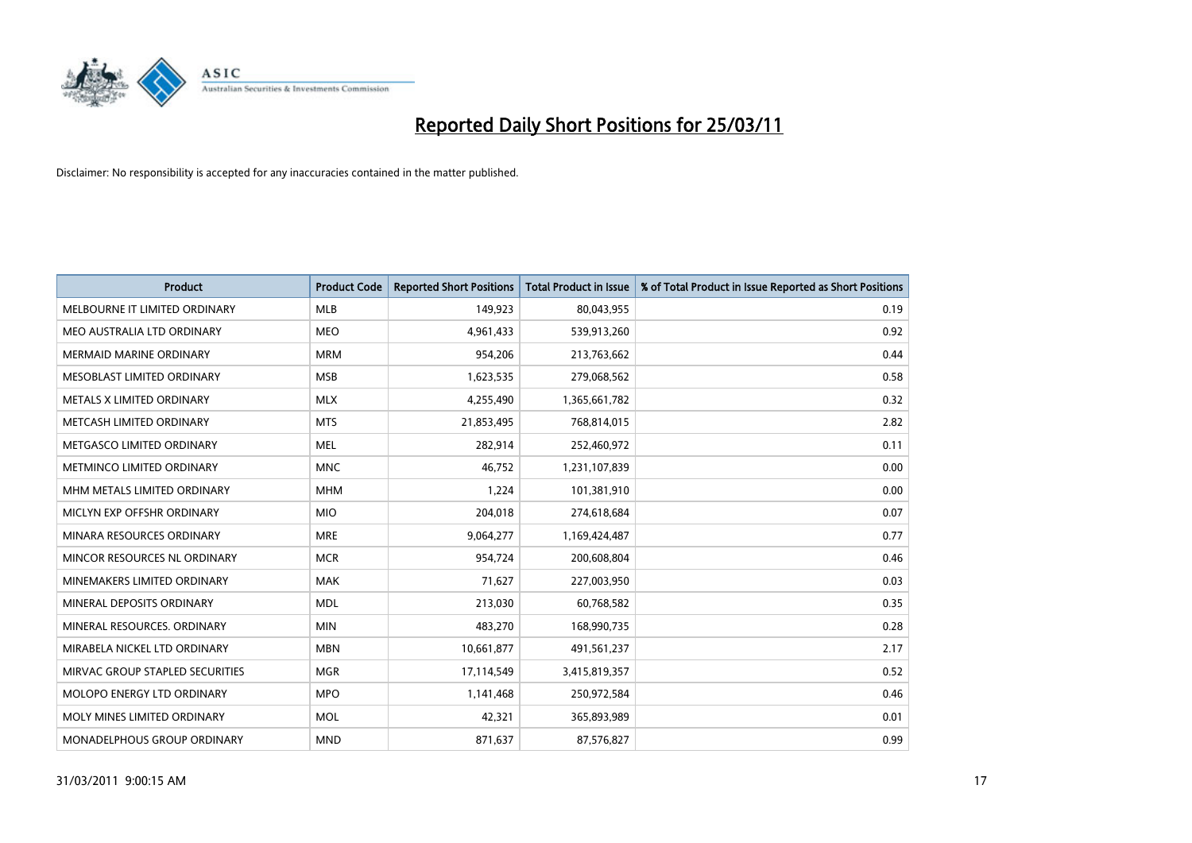# Reported Daily Short Positions for 25/03/11

Disclaimer: No responsibility is accepted for any inaccuracies contained in the matter published.

| Product | Product Code | Reported Short Positions | Total Product in Issue | % of Total Product in Issue Reported as Short Positions |
|---|---|---|---|---|
| MELBOURNE IT LIMITED ORDINARY | MLB | 149,923 | 80,043,955 | 0.19 |
| MEO AUSTRALIA LTD ORDINARY | MEO | 4,961,433 | 539,913,260 | 0.92 |
| MERMAID MARINE ORDINARY | MRM | 954,206 | 213,763,662 | 0.44 |
| MESOBLAST LIMITED ORDINARY | MSB | 1,623,535 | 279,068,562 | 0.58 |
| METALS X LIMITED ORDINARY | MLX | 4,255,490 | 1,365,661,782 | 0.32 |
| METCASH LIMITED ORDINARY | MTS | 21,853,495 | 768,814,015 | 2.82 |
| METGASCO LIMITED ORDINARY | MEL | 282,914 | 252,460,972 | 0.11 |
| METMINCO LIMITED ORDINARY | MNC | 46,752 | 1,231,107,839 | 0.00 |
| MHM METALS LIMITED ORDINARY | MHM | 1,224 | 101,381,910 | 0.00 |
| MICLYN EXP OFFSHR ORDINARY | MIO | 204,018 | 274,618,684 | 0.07 |
| MINARA RESOURCES ORDINARY | MRE | 9,064,277 | 1,169,424,487 | 0.77 |
| MINCOR RESOURCES NL ORDINARY | MCR | 954,724 | 200,608,804 | 0.46 |
| MINEMAKERS LIMITED ORDINARY | MAK | 71,627 | 227,003,950 | 0.03 |
| MINERAL DEPOSITS ORDINARY | MDL | 213,030 | 60,768,582 | 0.35 |
| MINERAL RESOURCES. ORDINARY | MIN | 483,270 | 168,990,735 | 0.28 |
| MIRABELA NICKEL LTD ORDINARY | MBN | 10,661,877 | 491,561,237 | 2.17 |
| MIRVAC GROUP STAPLED SECURITIES | MGR | 17,114,549 | 3,415,819,357 | 0.52 |
| MOLOPO ENERGY LTD ORDINARY | MPO | 1,141,468 | 250,972,584 | 0.46 |
| MOLY MINES LIMITED ORDINARY | MOL | 42,321 | 365,893,989 | 0.01 |
| MONADELPHOUS GROUP ORDINARY | MND | 871,637 | 87,576,827 | 0.99 |

31/03/2011 9:00:15 AM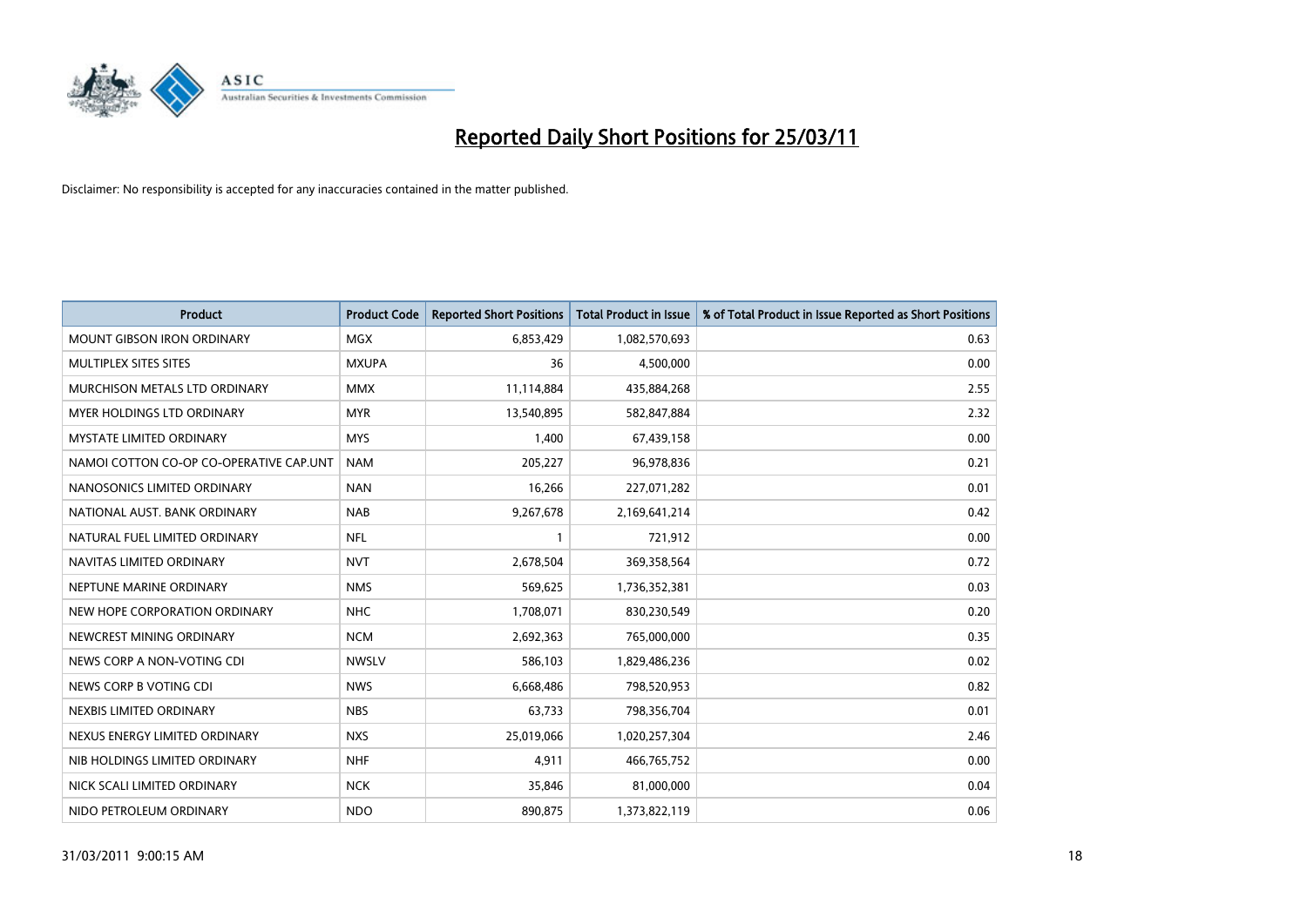# Reported Daily Short Positions for 25/03/11

Disclaimer: No responsibility is accepted for any inaccuracies contained in the matter published.

| Product | Product Code | Reported Short Positions | Total Product in Issue | % of Total Product in Issue Reported as Short Positions |
|---|---|---|---|---|
| MOUNT GIBSON IRON ORDINARY | MGX | 6,853,429 | 1,082,570,693 | 0.63 |
| MULTIPLEX SITES SITES | MXUPA | 36 | 4,500,000 | 0.00 |
| MURCHISON METALS LTD ORDINARY | MMX | 11,114,884 | 435,884,268 | 2.55 |
| MYER HOLDINGS LTD ORDINARY | MYR | 13,540,895 | 582,847,884 | 2.32 |
| MYSTATE LIMITED ORDINARY | MYS | 1,400 | 67,439,158 | 0.00 |
| NAMOI COTTON CO-OP CO-OPERATIVE CAP.UNT | NAM | 205,227 | 96,978,836 | 0.21 |
| NANOSONICS LIMITED ORDINARY | NAN | 16,266 | 227,071,282 | 0.01 |
| NATIONAL AUST. BANK ORDINARY | NAB | 9,267,678 | 2,169,641,214 | 0.42 |
| NATURAL FUEL LIMITED ORDINARY | NFL | 1 | 721,912 | 0.00 |
| NAVITAS LIMITED ORDINARY | NVT | 2,678,504 | 369,358,564 | 0.72 |
| NEPTUNE MARINE ORDINARY | NMS | 569,625 | 1,736,352,381 | 0.03 |
| NEW HOPE CORPORATION ORDINARY | NHC | 1,708,071 | 830,230,549 | 0.20 |
| NEWCREST MINING ORDINARY | NCM | 2,692,363 | 765,000,000 | 0.35 |
| NEWS CORP A NON-VOTING CDI | NWSLV | 586,103 | 1,829,486,236 | 0.02 |
| NEWS CORP B VOTING CDI | NWS | 6,668,486 | 798,520,953 | 0.82 |
| NEXBIS LIMITED ORDINARY | NBS | 63,733 | 798,356,704 | 0.01 |
| NEXUS ENERGY LIMITED ORDINARY | NXS | 25,019,066 | 1,020,257,304 | 2.46 |
| NIB HOLDINGS LIMITED ORDINARY | NHF | 4,911 | 466,765,752 | 0.00 |
| NICK SCALI LIMITED ORDINARY | NCK | 35,846 | 81,000,000 | 0.04 |
| NIDO PETROLEUM ORDINARY | NDO | 890,875 | 1,373,822,119 | 0.06 |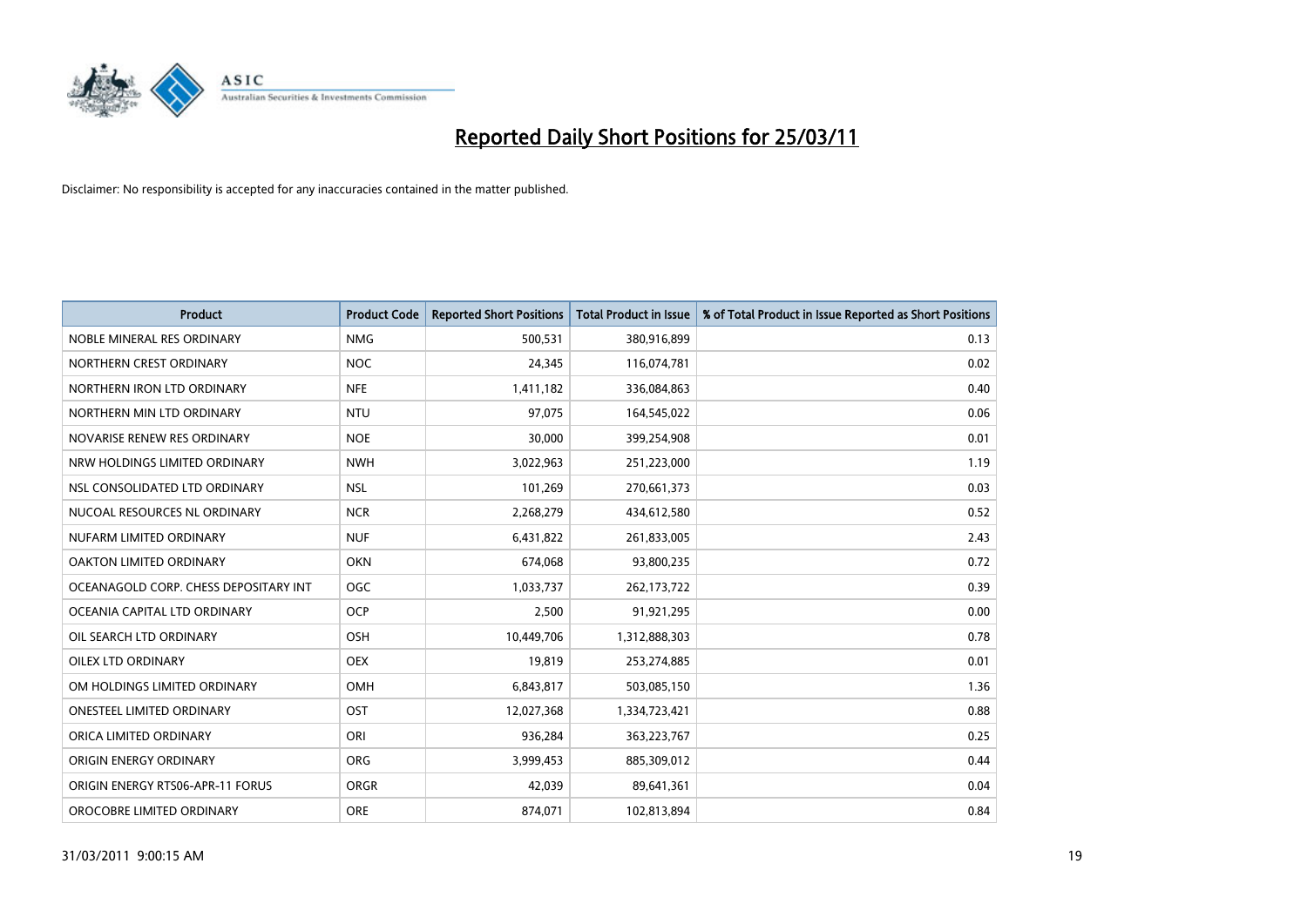# Reported Daily Short Positions for 25/03/11

Disclaimer: No responsibility is accepted for any inaccuracies contained in the matter published.

| Product | Product Code | Reported Short Positions | Total Product in Issue | % of Total Product in Issue Reported as Short Positions |
|---|---|---|---|---|
| NOBLE MINERAL RES ORDINARY | NMG | 500,531 | 380,916,899 | 0.13 |
| NORTHERN CREST ORDINARY | NOC | 24,345 | 116,074,781 | 0.02 |
| NORTHERN IRON LTD ORDINARY | NFE | 1,411,182 | 336,084,863 | 0.40 |
| NORTHERN MIN LTD ORDINARY | NTU | 97,075 | 164,545,022 | 0.06 |
| NOVARISE RENEW RES ORDINARY | NOE | 30,000 | 399,254,908 | 0.01 |
| NRW HOLDINGS LIMITED ORDINARY | NWH | 3,022,963 | 251,223,000 | 1.19 |
| NSL CONSOLIDATED LTD ORDINARY | NSL | 101,269 | 270,661,373 | 0.03 |
| NUCOAL RESOURCES NL ORDINARY | NCR | 2,268,279 | 434,612,580 | 0.52 |
| NUFARM LIMITED ORDINARY | NUF | 6,431,822 | 261,833,005 | 2.43 |
| OAKTON LIMITED ORDINARY | OKN | 674,068 | 93,800,235 | 0.72 |
| OCEANAGOLD CORP. CHESS DEPOSITARY INT | OGC | 1,033,737 | 262,173,722 | 0.39 |
| OCEANIA CAPITAL LTD ORDINARY | OCP | 2,500 | 91,921,295 | 0.00 |
| OIL SEARCH LTD ORDINARY | OSH | 10,449,706 | 1,312,888,303 | 0.78 |
| OILEX LTD ORDINARY | OEX | 19,819 | 253,274,885 | 0.01 |
| OM HOLDINGS LIMITED ORDINARY | OMH | 6,843,817 | 503,085,150 | 1.36 |
| ONESTEEL LIMITED ORDINARY | OST | 12,027,368 | 1,334,723,421 | 0.88 |
| ORICA LIMITED ORDINARY | ORI | 936,284 | 363,223,767 | 0.25 |
| ORIGIN ENERGY ORDINARY | ORG | 3,999,453 | 885,309,012 | 0.44 |
| ORIGIN ENERGY RTS06-APR-11 FORUS | ORGR | 42,039 | 89,641,361 | 0.04 |
| OROCOBRE LIMITED ORDINARY | ORE | 874,071 | 102,813,894 | 0.84 |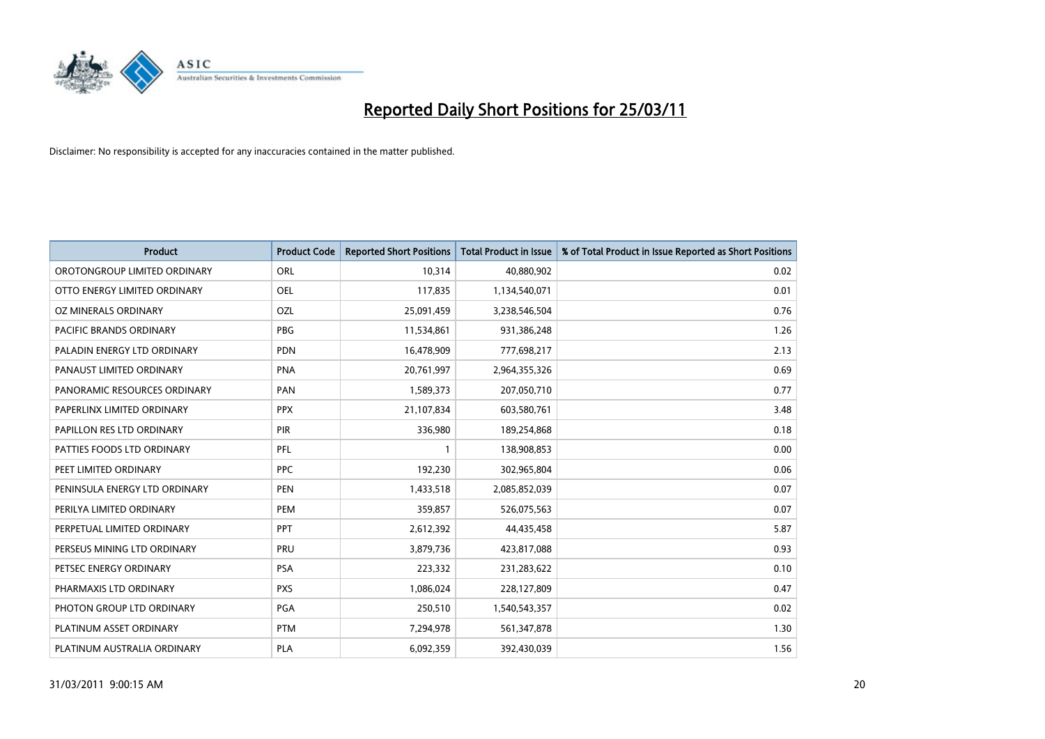# Reported Daily Short Positions for 25/03/11

Disclaimer: No responsibility is accepted for any inaccuracies contained in the matter published.

| Product | Product Code | Reported Short Positions | Total Product in Issue | % of Total Product in Issue Reported as Short Positions |
|---|---|---|---|---|
| OROTONGROUP LIMITED ORDINARY | ORL | 10,314 | 40,880,902 | 0.02 |
| OTTO ENERGY LIMITED ORDINARY | OEL | 117,835 | 1,134,540,071 | 0.01 |
| OZ MINERALS ORDINARY | OZL | 25,091,459 | 3,238,546,504 | 0.76 |
| PACIFIC BRANDS ORDINARY | PBG | 11,534,861 | 931,386,248 | 1.26 |
| PALADIN ENERGY LTD ORDINARY | PDN | 16,478,909 | 777,698,217 | 2.13 |
| PANAUST LIMITED ORDINARY | PNA | 20,761,997 | 2,964,355,326 | 0.69 |
| PANORAMIC RESOURCES ORDINARY | PAN | 1,589,373 | 207,050,710 | 0.77 |
| PAPERLINX LIMITED ORDINARY | PPX | 21,107,834 | 603,580,761 | 3.48 |
| PAPILLON RES LTD ORDINARY | PIR | 336,980 | 189,254,868 | 0.18 |
| PATTIES FOODS LTD ORDINARY | PFL | 1 | 138,908,853 | 0.00 |
| PEET LIMITED ORDINARY | PPC | 192,230 | 302,965,804 | 0.06 |
| PENINSULA ENERGY LTD ORDINARY | PEN | 1,433,518 | 2,085,852,039 | 0.07 |
| PERILYA LIMITED ORDINARY | PEM | 359,857 | 526,075,563 | 0.07 |
| PERPETUAL LIMITED ORDINARY | PPT | 2,612,392 | 44,435,458 | 5.87 |
| PERSEUS MINING LTD ORDINARY | PRU | 3,879,736 | 423,817,088 | 0.93 |
| PETSEC ENERGY ORDINARY | PSA | 223,332 | 231,283,622 | 0.10 |
| PHARMAXIS LTD ORDINARY | PXS | 1,086,024 | 228,127,809 | 0.47 |
| PHOTON GROUP LTD ORDINARY | PGA | 250,510 | 1,540,543,357 | 0.02 |
| PLATINUM ASSET ORDINARY | PTM | 7,294,978 | 561,347,878 | 1.30 |
| PLATINUM AUSTRALIA ORDINARY | PLA | 6,092,359 | 392,430,039 | 1.56 |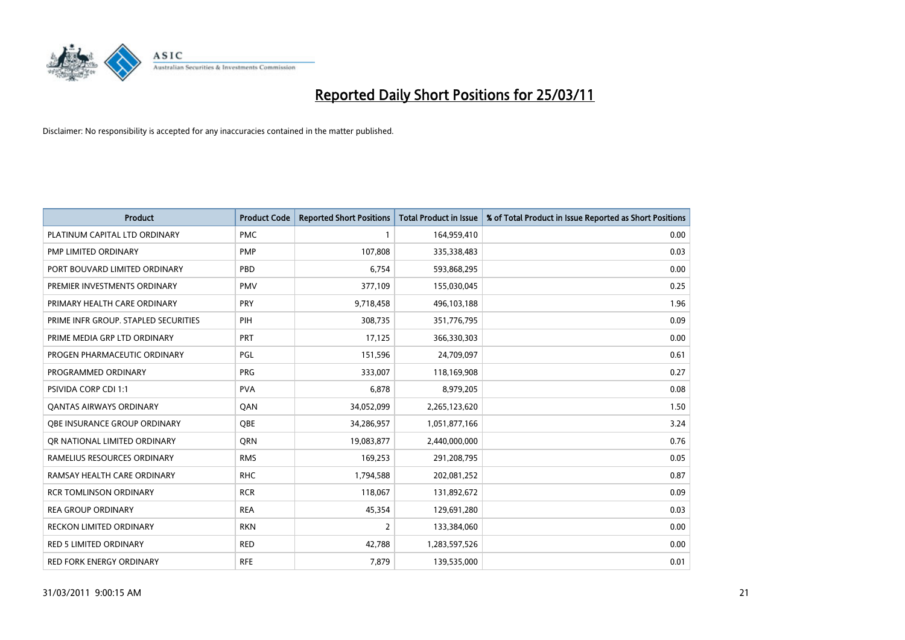# Reported Daily Short Positions for 25/03/11

Disclaimer: No responsibility is accepted for any inaccuracies contained in the matter published.

| Product | Product Code | Reported Short Positions | Total Product in Issue | % of Total Product in Issue Reported as Short Positions |
|---|---|---|---|---|
| PLATINUM CAPITAL LTD ORDINARY | PMC | 1 | 164,959,410 | 0.00 |
| PMP LIMITED ORDINARY | PMP | 107,808 | 335,338,483 | 0.03 |
| PORT BOUVARD LIMITED ORDINARY | PBD | 6,754 | 593,868,295 | 0.00 |
| PREMIER INVESTMENTS ORDINARY | PMV | 377,109 | 155,030,045 | 0.25 |
| PRIMARY HEALTH CARE ORDINARY | PRY | 9,718,458 | 496,103,188 | 1.96 |
| PRIME INFR GROUP. STAPLED SECURITIES | PIH | 308,735 | 351,776,795 | 0.09 |
| PRIME MEDIA GRP LTD ORDINARY | PRT | 17,125 | 366,330,303 | 0.00 |
| PROGEN PHARMACEUTIC ORDINARY | PGL | 151,596 | 24,709,097 | 0.61 |
| PROGRAMMED ORDINARY | PRG | 333,007 | 118,169,908 | 0.27 |
| PSIVIDA CORP CDI 1:1 | PVA | 6,878 | 8,979,205 | 0.08 |
| QANTAS AIRWAYS ORDINARY | QAN | 34,052,099 | 2,265,123,620 | 1.50 |
| QBE INSURANCE GROUP ORDINARY | QBE | 34,286,957 | 1,051,877,166 | 3.24 |
| QR NATIONAL LIMITED ORDINARY | QRN | 19,083,877 | 2,440,000,000 | 0.76 |
| RAMELIUS RESOURCES ORDINARY | RMS | 169,253 | 291,208,795 | 0.05 |
| RAMSAY HEALTH CARE ORDINARY | RHC | 1,794,588 | 202,081,252 | 0.87 |
| RCR TOMLINSON ORDINARY | RCR | 118,067 | 131,892,672 | 0.09 |
| REA GROUP ORDINARY | REA | 45,354 | 129,691,280 | 0.03 |
| RECKON LIMITED ORDINARY | RKN | 2 | 133,384,060 | 0.00 |
| RED 5 LIMITED ORDINARY | RED | 42,788 | 1,283,597,526 | 0.00 |
| RED FORK ENERGY ORDINARY | RFE | 7,879 | 139,535,000 | 0.01 |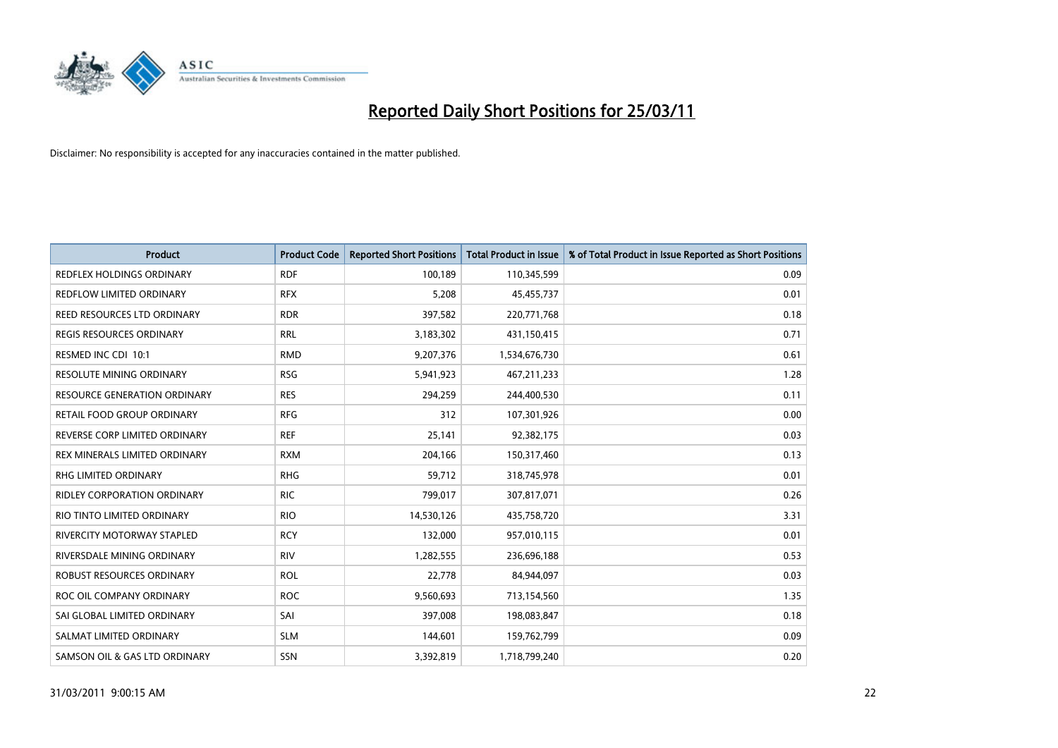# Reported Daily Short Positions for 25/03/11

Disclaimer: No responsibility is accepted for any inaccuracies contained in the matter published.

| Product | Product Code | Reported Short Positions | Total Product in Issue | % of Total Product in Issue Reported as Short Positions |
|---|---|---|---|---|
| REDFLEX HOLDINGS ORDINARY | RDF | 100,189 | 110,345,599 | 0.09 |
| REDFLOW LIMITED ORDINARY | RFX | 5,208 | 45,455,737 | 0.01 |
| REED RESOURCES LTD ORDINARY | RDR | 397,582 | 220,771,768 | 0.18 |
| REGIS RESOURCES ORDINARY | RRL | 3,183,302 | 431,150,415 | 0.71 |
| RESMED INC CDI 10:1 | RMD | 9,207,376 | 1,534,676,730 | 0.61 |
| RESOLUTE MINING ORDINARY | RSG | 5,941,923 | 467,211,233 | 1.28 |
| RESOURCE GENERATION ORDINARY | RES | 294,259 | 244,400,530 | 0.11 |
| RETAIL FOOD GROUP ORDINARY | RFG | 312 | 107,301,926 | 0.00 |
| REVERSE CORP LIMITED ORDINARY | REF | 25,141 | 92,382,175 | 0.03 |
| REX MINERALS LIMITED ORDINARY | RXM | 204,166 | 150,317,460 | 0.13 |
| RHG LIMITED ORDINARY | RHG | 59,712 | 318,745,978 | 0.01 |
| RIDLEY CORPORATION ORDINARY | RIC | 799,017 | 307,817,071 | 0.26 |
| RIO TINTO LIMITED ORDINARY | RIO | 14,530,126 | 435,758,720 | 3.31 |
| RIVERCITY MOTORWAY STAPLED | RCY | 132,000 | 957,010,115 | 0.01 |
| RIVERSDALE MINING ORDINARY | RIV | 1,282,555 | 236,696,188 | 0.53 |
| ROBUST RESOURCES ORDINARY | ROL | 22,778 | 84,944,097 | 0.03 |
| ROC OIL COMPANY ORDINARY | ROC | 9,560,693 | 713,154,560 | 1.35 |
| SAI GLOBAL LIMITED ORDINARY | SAI | 397,008 | 198,083,847 | 0.18 |
| SALMAT LIMITED ORDINARY | SLM | 144,601 | 159,762,799 | 0.09 |
| SAMSON OIL & GAS LTD ORDINARY | SSN | 3,392,819 | 1,718,799,240 | 0.20 |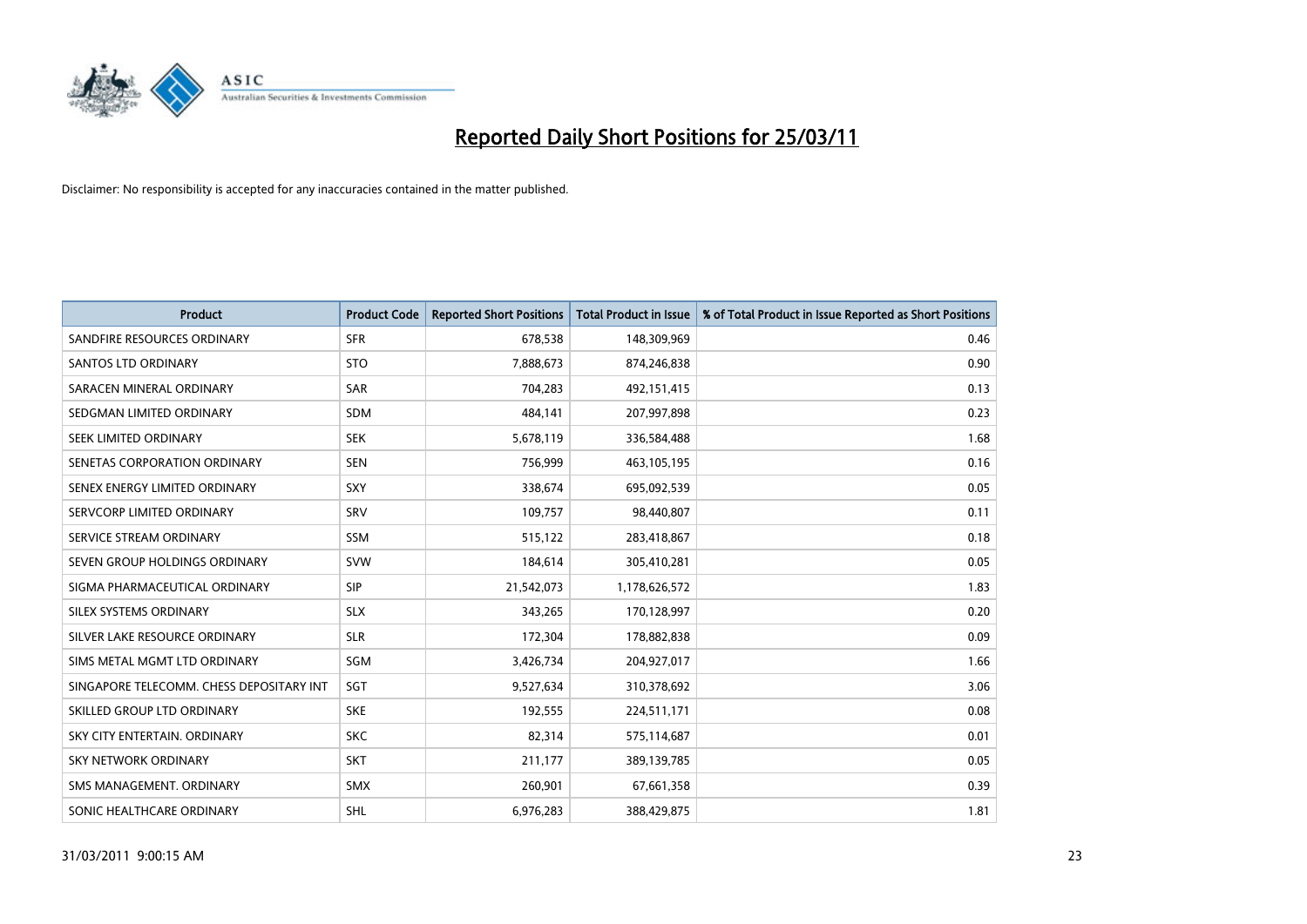# Reported Daily Short Positions for 25/03/11

Disclaimer: No responsibility is accepted for any inaccuracies contained in the matter published.

| Product | Product Code | Reported Short Positions | Total Product in Issue | % of Total Product in Issue Reported as Short Positions |
|---|---|---|---|---|
| SANDFIRE RESOURCES ORDINARY | SFR | 678,538 | 148,309,969 | 0.46 |
| SANTOS LTD ORDINARY | STO | 7,888,673 | 874,246,838 | 0.90 |
| SARACEN MINERAL ORDINARY | SAR | 704,283 | 492,151,415 | 0.13 |
| SEDGMAN LIMITED ORDINARY | SDM | 484,141 | 207,997,898 | 0.23 |
| SEEK LIMITED ORDINARY | SEK | 5,678,119 | 336,584,488 | 1.68 |
| SENETAS CORPORATION ORDINARY | SEN | 756,999 | 463,105,195 | 0.16 |
| SENEX ENERGY LIMITED ORDINARY | SXY | 338,674 | 695,092,539 | 0.05 |
| SERVCORP LIMITED ORDINARY | SRV | 109,757 | 98,440,807 | 0.11 |
| SERVICE STREAM ORDINARY | SSM | 515,122 | 283,418,867 | 0.18 |
| SEVEN GROUP HOLDINGS ORDINARY | SVW | 184,614 | 305,410,281 | 0.05 |
| SIGMA PHARMACEUTICAL ORDINARY | SIP | 21,542,073 | 1,178,626,572 | 1.83 |
| SILEX SYSTEMS ORDINARY | SLX | 343,265 | 170,128,997 | 0.20 |
| SILVER LAKE RESOURCE ORDINARY | SLR | 172,304 | 178,882,838 | 0.09 |
| SIMS METAL MGMT LTD ORDINARY | SGM | 3,426,734 | 204,927,017 | 1.66 |
| SINGAPORE TELECOMM. CHESS DEPOSITARY INT | SGT | 9,527,634 | 310,378,692 | 3.06 |
| SKILLED GROUP LTD ORDINARY | SKE | 192,555 | 224,511,171 | 0.08 |
| SKY CITY ENTERTAIN. ORDINARY | SKC | 82,314 | 575,114,687 | 0.01 |
| SKY NETWORK ORDINARY | SKT | 211,177 | 389,139,785 | 0.05 |
| SMS MANAGEMENT. ORDINARY | SMX | 260,901 | 67,661,358 | 0.39 |
| SONIC HEALTHCARE ORDINARY | SHL | 6,976,283 | 388,429,875 | 1.81 |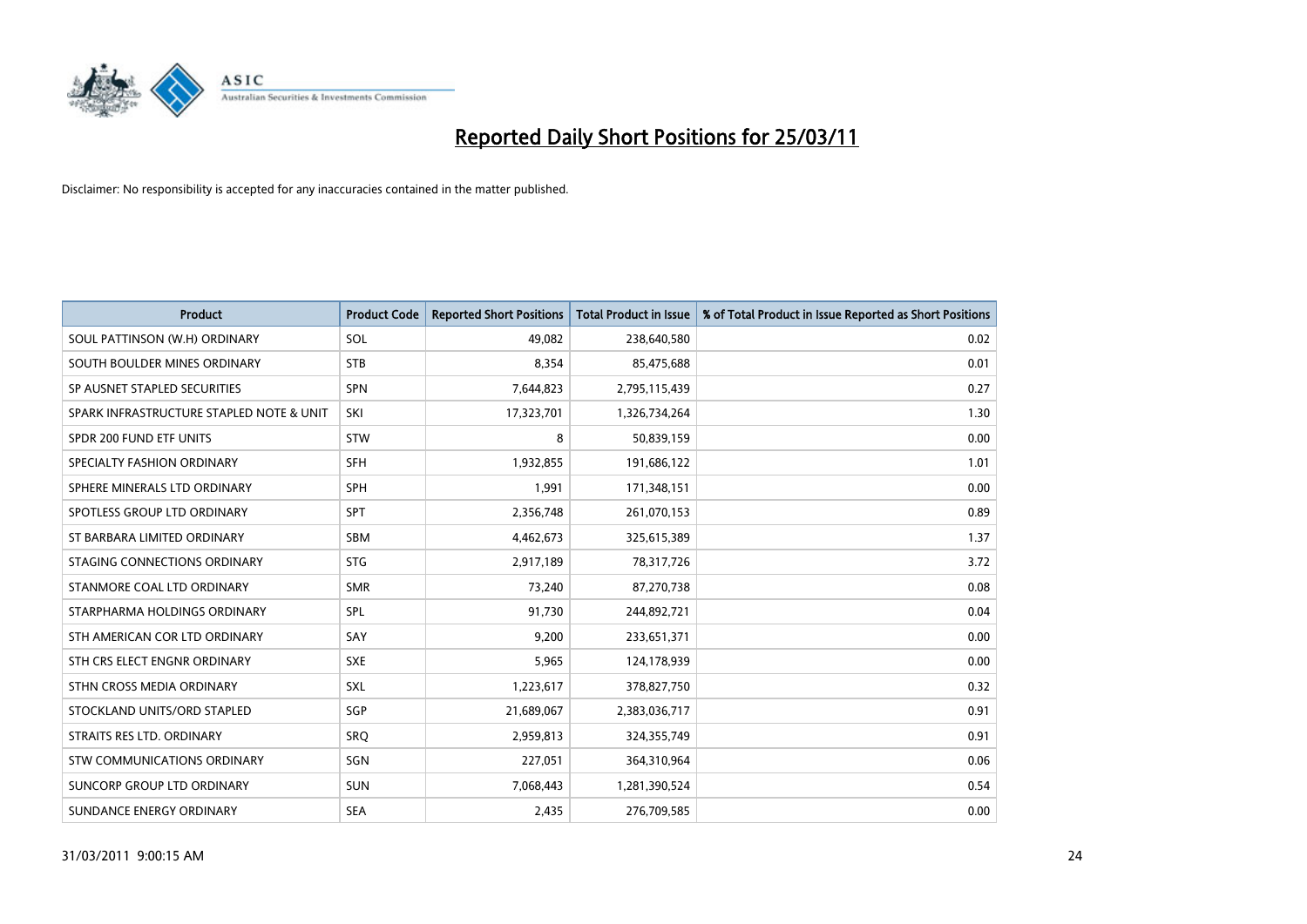# Reported Daily Short Positions for 25/03/11

Disclaimer: No responsibility is accepted for any inaccuracies contained in the matter published.

| Product | Product Code | Reported Short Positions | Total Product in Issue | % of Total Product in Issue Reported as Short Positions |
|---|---|---|---|---|
| SOUL PATTINSON (W.H) ORDINARY | SOL | 49,082 | 238,640,580 | 0.02 |
| SOUTH BOULDER MINES ORDINARY | STB | 8,354 | 85,475,688 | 0.01 |
| SP AUSNET STAPLED SECURITIES | SPN | 7,644,823 | 2,795,115,439 | 0.27 |
| SPARK INFRASTRUCTURE STAPLED NOTE & UNIT | SKI | 17,323,701 | 1,326,734,264 | 1.30 |
| SPDR 200 FUND ETF UNITS | STW | 8 | 50,839,159 | 0.00 |
| SPECIALTY FASHION ORDINARY | SFH | 1,932,855 | 191,686,122 | 1.01 |
| SPHERE MINERALS LTD ORDINARY | SPH | 1,991 | 171,348,151 | 0.00 |
| SPOTLESS GROUP LTD ORDINARY | SPT | 2,356,748 | 261,070,153 | 0.89 |
| ST BARBARA LIMITED ORDINARY | SBM | 4,462,673 | 325,615,389 | 1.37 |
| STAGING CONNECTIONS ORDINARY | STG | 2,917,189 | 78,317,726 | 3.72 |
| STANMORE COAL LTD ORDINARY | SMR | 73,240 | 87,270,738 | 0.08 |
| STARPHARMA HOLDINGS ORDINARY | SPL | 91,730 | 244,892,721 | 0.04 |
| STH AMERICAN COR LTD ORDINARY | SAY | 9,200 | 233,651,371 | 0.00 |
| STH CRS ELECT ENGNR ORDINARY | SXE | 5,965 | 124,178,939 | 0.00 |
| STHN CROSS MEDIA ORDINARY | SXL | 1,223,617 | 378,827,750 | 0.32 |
| STOCKLAND UNITS/ORD STAPLED | SGP | 21,689,067 | 2,383,036,717 | 0.91 |
| STRAITS RES LTD. ORDINARY | SRQ | 2,959,813 | 324,355,749 | 0.91 |
| STW COMMUNICATIONS ORDINARY | SGN | 227,051 | 364,310,964 | 0.06 |
| SUNCORP GROUP LTD ORDINARY | SUN | 7,068,443 | 1,281,390,524 | 0.54 |
| SUNDANCE ENERGY ORDINARY | SEA | 2,435 | 276,709,585 | 0.00 |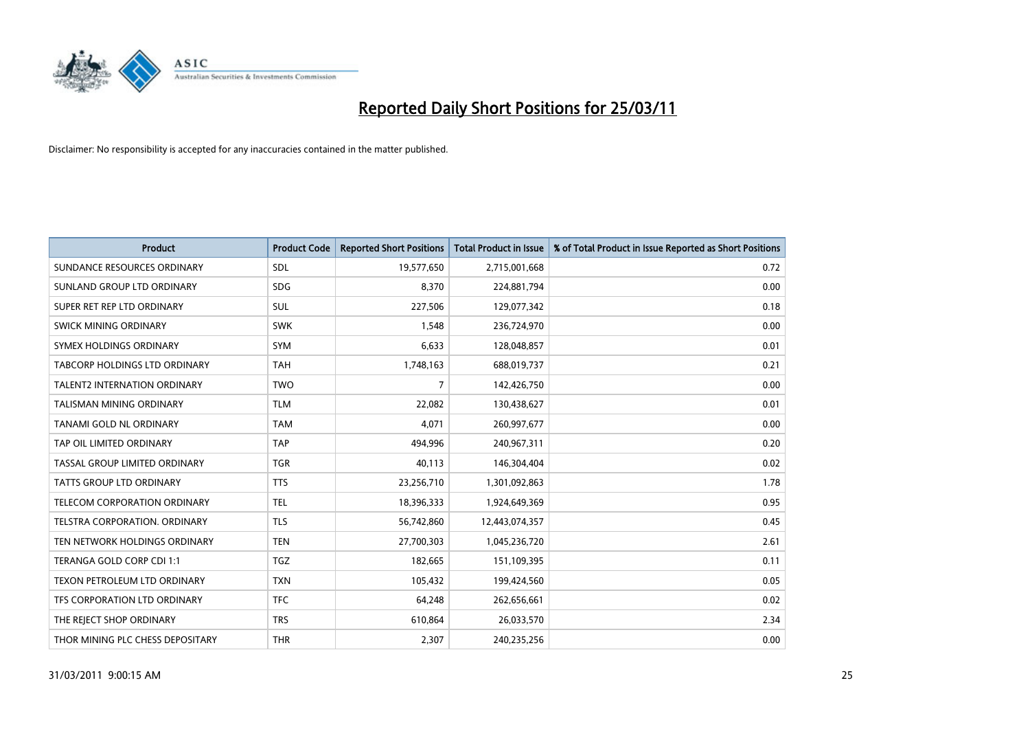# Reported Daily Short Positions for 25/03/11

Disclaimer: No responsibility is accepted for any inaccuracies contained in the matter published.

| Product | Product Code | Reported Short Positions | Total Product in Issue | % of Total Product in Issue Reported as Short Positions |
|---|---|---|---|---|
| SUNDANCE RESOURCES ORDINARY | SDL | 19,577,650 | 2,715,001,668 | 0.72 |
| SUNLAND GROUP LTD ORDINARY | SDG | 8,370 | 224,881,794 | 0.00 |
| SUPER RET REP LTD ORDINARY | SUL | 227,506 | 129,077,342 | 0.18 |
| SWICK MINING ORDINARY | SWK | 1,548 | 236,724,970 | 0.00 |
| SYMEX HOLDINGS ORDINARY | SYM | 6,633 | 128,048,857 | 0.01 |
| TABCORP HOLDINGS LTD ORDINARY | TAH | 1,748,163 | 688,019,737 | 0.21 |
| TALENT2 INTERNATION ORDINARY | TWO | 7 | 142,426,750 | 0.00 |
| TALISMAN MINING ORDINARY | TLM | 22,082 | 130,438,627 | 0.01 |
| TANAMI GOLD NL ORDINARY | TAM | 4,071 | 260,997,677 | 0.00 |
| TAP OIL LIMITED ORDINARY | TAP | 494,996 | 240,967,311 | 0.20 |
| TASSAL GROUP LIMITED ORDINARY | TGR | 40,113 | 146,304,404 | 0.02 |
| TATTS GROUP LTD ORDINARY | TTS | 23,256,710 | 1,301,092,863 | 1.78 |
| TELECOM CORPORATION ORDINARY | TEL | 18,396,333 | 1,924,649,369 | 0.95 |
| TELSTRA CORPORATION. ORDINARY | TLS | 56,742,860 | 12,443,074,357 | 0.45 |
| TEN NETWORK HOLDINGS ORDINARY | TEN | 27,700,303 | 1,045,236,720 | 2.61 |
| TERANGA GOLD CORP CDI 1:1 | TGZ | 182,665 | 151,109,395 | 0.11 |
| TEXON PETROLEUM LTD ORDINARY | TXN | 105,432 | 199,424,560 | 0.05 |
| TFS CORPORATION LTD ORDINARY | TFC | 64,248 | 262,656,661 | 0.02 |
| THE REJECT SHOP ORDINARY | TRS | 610,864 | 26,033,570 | 2.34 |
| THOR MINING PLC CHESS DEPOSITARY | THR | 2,307 | 240,235,256 | 0.00 |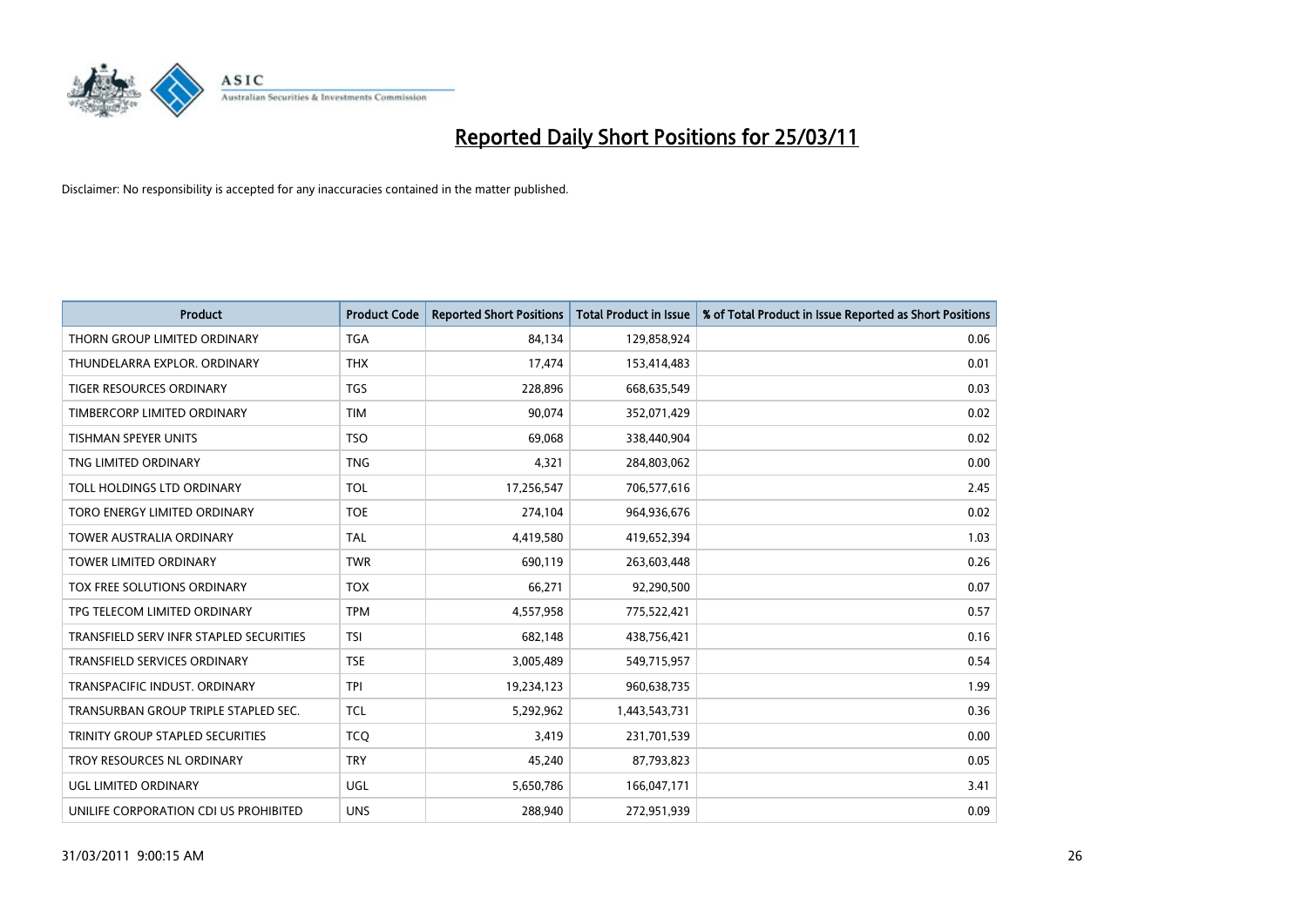# Reported Daily Short Positions for 25/03/11

Disclaimer: No responsibility is accepted for any inaccuracies contained in the matter published.

| Product | Product Code | Reported Short Positions | Total Product in Issue | % of Total Product in Issue Reported as Short Positions |
|---|---|---|---|---|
| THORN GROUP LIMITED ORDINARY | TGA | 84,134 | 129,858,924 | 0.06 |
| THUNDELARRA EXPLOR. ORDINARY | THX | 17,474 | 153,414,483 | 0.01 |
| TIGER RESOURCES ORDINARY | TGS | 228,896 | 668,635,549 | 0.03 |
| TIMBERCORP LIMITED ORDINARY | TIM | 90,074 | 352,071,429 | 0.02 |
| TISHMAN SPEYER UNITS | TSO | 69,068 | 338,440,904 | 0.02 |
| TNG LIMITED ORDINARY | TNG | 4,321 | 284,803,062 | 0.00 |
| TOLL HOLDINGS LTD ORDINARY | TOL | 17,256,547 | 706,577,616 | 2.45 |
| TORO ENERGY LIMITED ORDINARY | TOE | 274,104 | 964,936,676 | 0.02 |
| TOWER AUSTRALIA ORDINARY | TAL | 4,419,580 | 419,652,394 | 1.03 |
| TOWER LIMITED ORDINARY | TWR | 690,119 | 263,603,448 | 0.26 |
| TOX FREE SOLUTIONS ORDINARY | TOX | 66,271 | 92,290,500 | 0.07 |
| TPG TELECOM LIMITED ORDINARY | TPM | 4,557,958 | 775,522,421 | 0.57 |
| TRANSFIELD SERV INFR STAPLED SECURITIES | TSI | 682,148 | 438,756,421 | 0.16 |
| TRANSFIELD SERVICES ORDINARY | TSE | 3,005,489 | 549,715,957 | 0.54 |
| TRANSPACIFIC INDUST. ORDINARY | TPI | 19,234,123 | 960,638,735 | 1.99 |
| TRANSURBAN GROUP TRIPLE STAPLED SEC. | TCL | 5,292,962 | 1,443,543,731 | 0.36 |
| TRINITY GROUP STAPLED SECURITIES | TCQ | 3,419 | 231,701,539 | 0.00 |
| TROY RESOURCES NL ORDINARY | TRY | 45,240 | 87,793,823 | 0.05 |
| UGL LIMITED ORDINARY | UGL | 5,650,786 | 166,047,171 | 3.41 |
| UNILIFE CORPORATION CDI US PROHIBITED | UNS | 288,940 | 272,951,939 | 0.09 |

31/03/2011 9:00:15 AM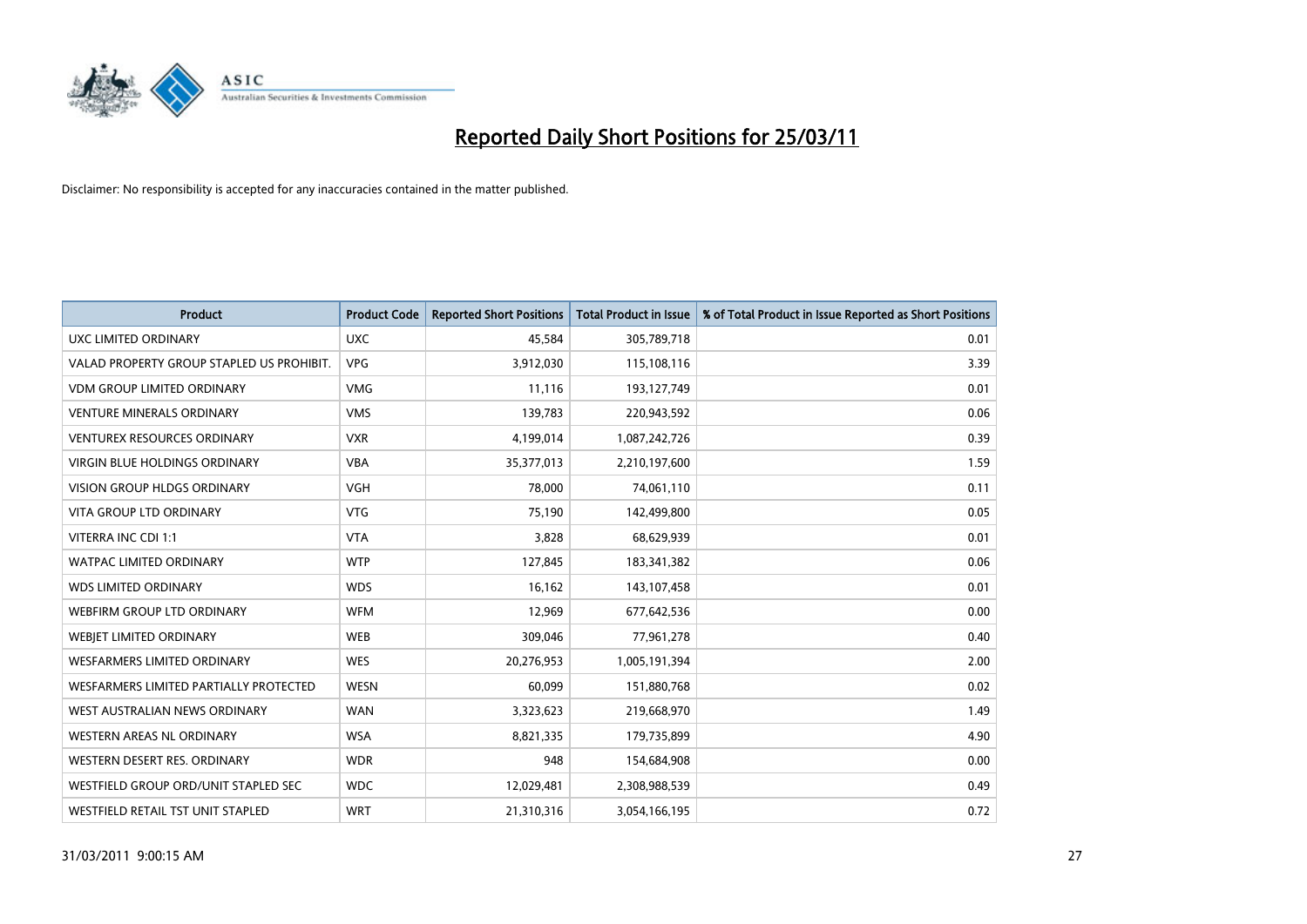# Reported Daily Short Positions for 25/03/11

Disclaimer: No responsibility is accepted for any inaccuracies contained in the matter published.

| Product | Product Code | Reported Short Positions | Total Product in Issue | % of Total Product in Issue Reported as Short Positions |
|---|---|---|---|---|
| UXC LIMITED ORDINARY | UXC | 45,584 | 305,789,718 | 0.01 |
| VALAD PROPERTY GROUP STAPLED US PROHIBIT. | VPG | 3,912,030 | 115,108,116 | 3.39 |
| VDM GROUP LIMITED ORDINARY | VMG | 11,116 | 193,127,749 | 0.01 |
| VENTURE MINERALS ORDINARY | VMS | 139,783 | 220,943,592 | 0.06 |
| VENTUREX RESOURCES ORDINARY | VXR | 4,199,014 | 1,087,242,726 | 0.39 |
| VIRGIN BLUE HOLDINGS ORDINARY | VBA | 35,377,013 | 2,210,197,600 | 1.59 |
| VISION GROUP HLDGS ORDINARY | VGH | 78,000 | 74,061,110 | 0.11 |
| VITA GROUP LTD ORDINARY | VTG | 75,190 | 142,499,800 | 0.05 |
| VITERRA INC CDI 1:1 | VTA | 3,828 | 68,629,939 | 0.01 |
| WATPAC LIMITED ORDINARY | WTP | 127,845 | 183,341,382 | 0.06 |
| WDS LIMITED ORDINARY | WDS | 16,162 | 143,107,458 | 0.01 |
| WEBFIRM GROUP LTD ORDINARY | WFM | 12,969 | 677,642,536 | 0.00 |
| WEBJET LIMITED ORDINARY | WEB | 309,046 | 77,961,278 | 0.40 |
| WESFARMERS LIMITED ORDINARY | WES | 20,276,953 | 1,005,191,394 | 2.00 |
| WESFARMERS LIMITED PARTIALLY PROTECTED | WESN | 60,099 | 151,880,768 | 0.02 |
| WEST AUSTRALIAN NEWS ORDINARY | WAN | 3,323,623 | 219,668,970 | 1.49 |
| WESTERN AREAS NL ORDINARY | WSA | 8,821,335 | 179,735,899 | 4.90 |
| WESTERN DESERT RES. ORDINARY | WDR | 948 | 154,684,908 | 0.00 |
| WESTFIELD GROUP ORD/UNIT STAPLED SEC | WDC | 12,029,481 | 2,308,988,539 | 0.49 |
| WESTFIELD RETAIL TST UNIT STAPLED | WRT | 21,310,316 | 3,054,166,195 | 0.72 |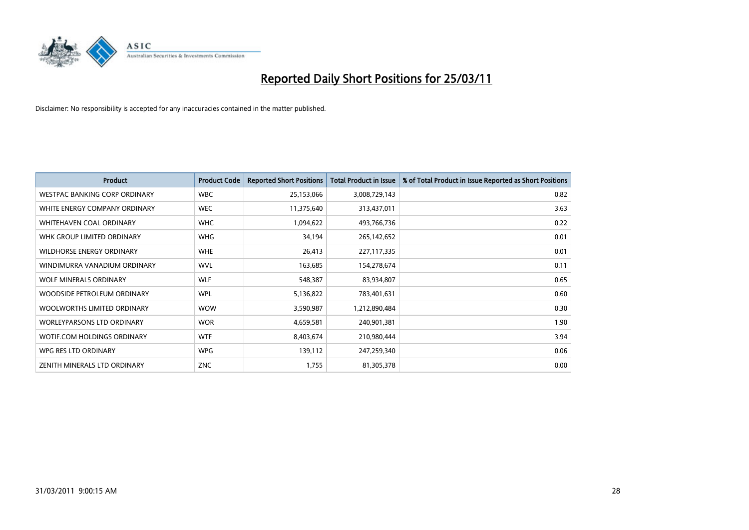# Reported Daily Short Positions for 25/03/11

Disclaimer: No responsibility is accepted for any inaccuracies contained in the matter published.

| Product | Product Code | Reported Short Positions | Total Product in Issue | % of Total Product in Issue Reported as Short Positions |
|---|---|---|---|---|
| WESTPAC BANKING CORP ORDINARY | WBC | 25,153,066 | 3,008,729,143 | 0.82 |
| WHITE ENERGY COMPANY ORDINARY | WEC | 11,375,640 | 313,437,011 | 3.63 |
| WHITEHAVEN COAL ORDINARY | WHC | 1,094,622 | 493,766,736 | 0.22 |
| WHK GROUP LIMITED ORDINARY | WHG | 34,194 | 265,142,652 | 0.01 |
| WILDHORSE ENERGY ORDINARY | WHE | 26,413 | 227,117,335 | 0.01 |
| WINDIMURRA VANADIUM ORDINARY | WVL | 163,685 | 154,278,674 | 0.11 |
| WOLF MINERALS ORDINARY | WLF | 548,387 | 83,934,807 | 0.65 |
| WOODSIDE PETROLEUM ORDINARY | WPL | 5,136,822 | 783,401,631 | 0.60 |
| WOOLWORTHS LIMITED ORDINARY | WOW | 3,590,987 | 1,212,890,484 | 0.30 |
| WORLEYPARSONS LTD ORDINARY | WOR | 4,659,581 | 240,901,381 | 1.90 |
| WOTIF.COM HOLDINGS ORDINARY | WTF | 8,403,674 | 210,980,444 | 3.94 |
| WPG RES LTD ORDINARY | WPG | 139,112 | 247,259,340 | 0.06 |
| ZENITH MINERALS LTD ORDINARY | ZNC | 1,755 | 81,305,378 | 0.00 |